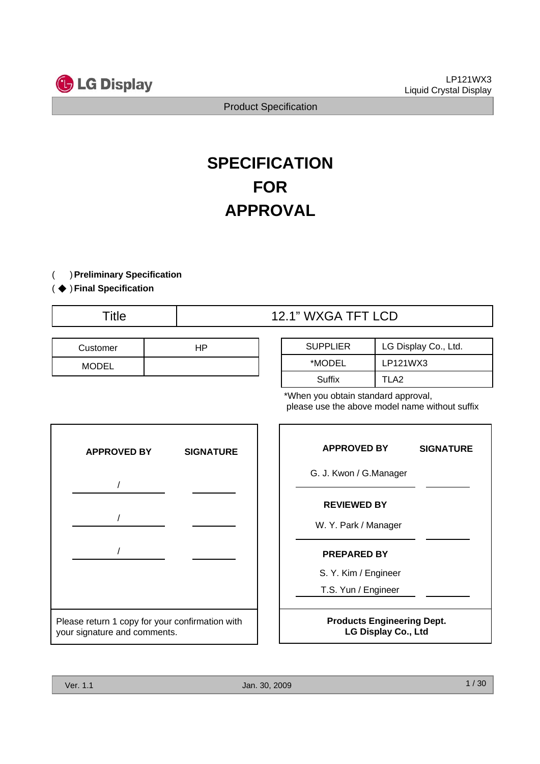LG Display

LP121WX3
Liquid Crystal Display

Product Specification

# SPECIFICATION
# FOR
# APPROVAL

(  ) **Preliminary Specification**
( ◆ ) **Final Specification**

| Title | 12.1" WXGA TFT LCD |
|---|---|

| Customer | HP |
|---|---|
| MODEL | |

| SUPPLIER | LG Display Co., Ltd. |
|---|---|
| *MODEL | LP121WX3 |
| Suffix | TLA2 |

*When you obtain standard approval,
please use the above model name without suffix

| APPROVED BY | SIGNATURE |
|---|---|
| / | |
| / | |
| / | |

Please return 1 copy for your confirmation with your signature and comments.

| APPROVED BY | SIGNATURE |
|---|---|
| G. J. Kwon / G.Manager | |
| **REVIEWED BY** | |
| W. Y. Park / Manager | |
| **PREPARED BY** | |
| S. Y. Kim / Engineer<br>T.S. Yun / Engineer | |

**Products Engineering Dept.**
**LG Display Co., Ltd**

Ver. 1.1 Jan. 30, 2009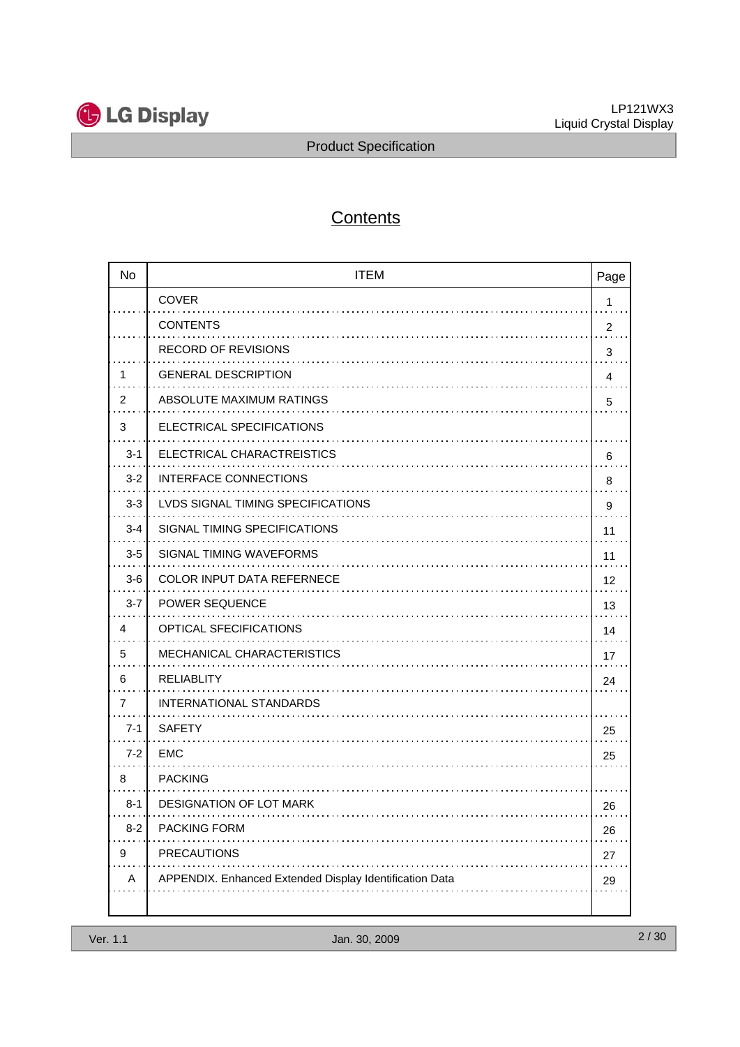# Contents

| No | ITEM | Page |
|---|---|---|
| | COVER | 1 |
| | CONTENTS | 2 |
| | RECORD OF REVISIONS | 3 |
| 1 | GENERAL DESCRIPTION | 4 |
| 2 | ABSOLUTE MAXIMUM RATINGS | 5 |
| 3 | ELECTRICAL SPECIFICATIONS | |
| 3-1 | ELECTRICAL CHARACTREISTICS | 6 |
| 3-2 | INTERFACE CONNECTIONS | 8 |
| 3-3 | LVDS SIGNAL TIMING SPECIFICATIONS | 9 |
| 3-4 | SIGNAL TIMING SPECIFICATIONS | 11 |
| 3-5 | SIGNAL TIMING WAVEFORMS | 11 |
| 3-6 | COLOR INPUT DATA REFERNECE | 12 |
| 3-7 | POWER SEQUENCE | 13 |
| 4 | OPTICAL SFECIFICATIONS | 14 |
| 5 | MECHANICAL CHARACTERISTICS | 17 |
| 6 | RELIABLITY | 24 |
| 7 | INTERNATIONAL STANDARDS | |
| 7-1 | SAFETY | 25 |
| 7-2 | EMC | 25 |
| 8 | PACKING | |
| 8-1 | DESIGNATION OF LOT MARK | 26 |
| 8-2 | PACKING FORM | 26 |
| 9 | PRECAUTIONS | 27 |
| A | APPENDIX. Enhanced Extended Display Identification Data | 29 |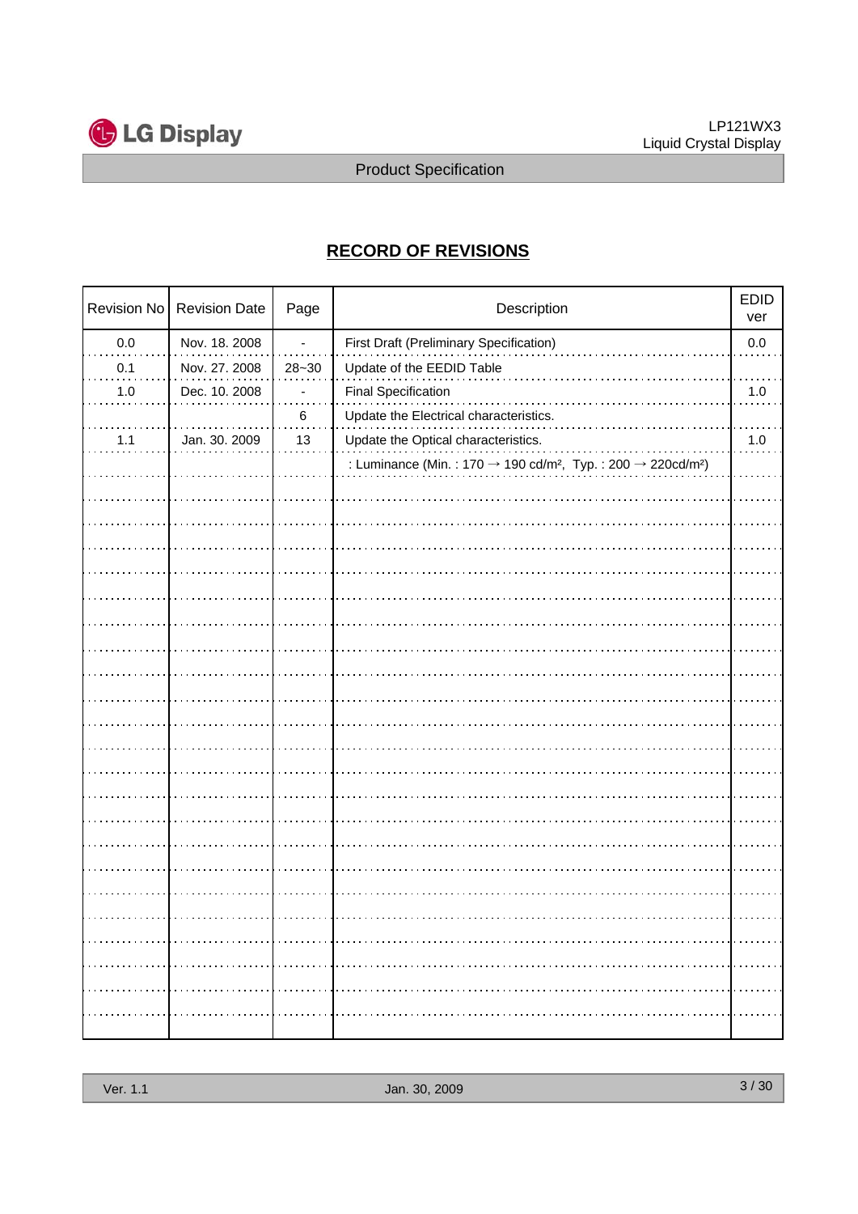## RECORD OF REVISIONS

| Revision No | Revision Date | Page | Description | EDID ver |
|---|---|---|---|---|
| 0.0 | Nov. 18. 2008 | - | First Draft (Preliminary Specification) | 0.0 |
| 0.1 | Nov. 27. 2008 | 28~30 | Update of the EEDID Table | |
| 1.0 | Dec. 10. 2008 | - | Final Specification | 1.0 |
| | | 6 | Update the Electrical characteristics. | |
| 1.1 | Jan. 30. 2009 | 13 | Update the Optical characteristics. | 1.0 |
| | | | : Luminance (Min. : 170 → 190 cd/m², Typ. : 200 → 220cd/m²) | |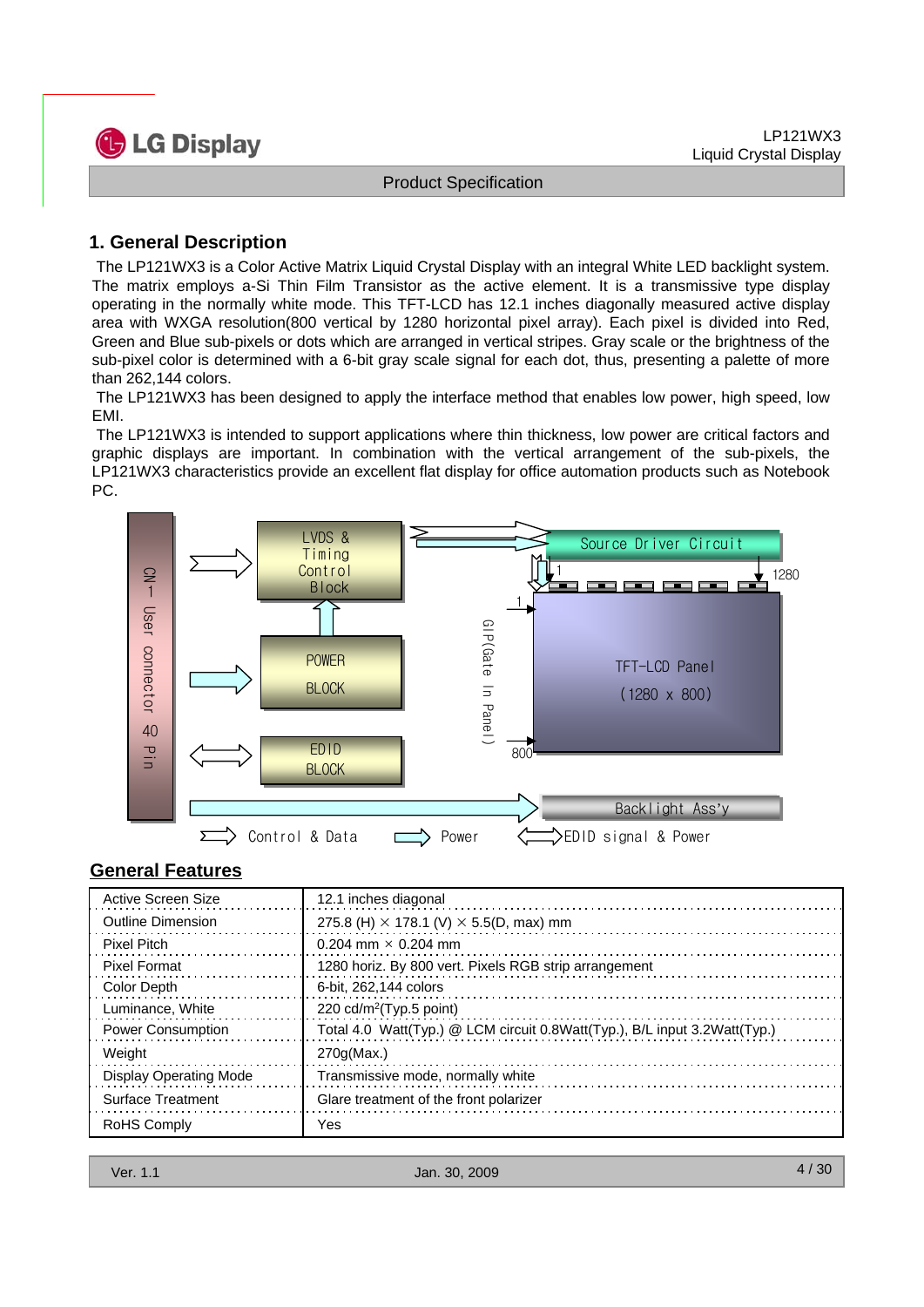## 1. General Description

The LP121WX3 is a Color Active Matrix Liquid Crystal Display with an integral White LED backlight system. The matrix employs a-Si Thin Film Transistor as the active element. It is a transmissive type display operating in the normally white mode. This TFT-LCD has 12.1 inches diagonally measured active display area with WXGA resolution(800 vertical by 1280 horizontal pixel array). Each pixel is divided into Red, Green and Blue sub-pixels or dots which are arranged in vertical stripes. Gray scale or the brightness of the sub-pixel color is determined with a 6-bit gray scale signal for each dot, thus, presenting a palette of more than 262,144 colors.

The LP121WX3 has been designed to apply the interface method that enables low power, high speed, low EMI.

The LP121WX3 is intended to support applications where thin thickness, low power are critical factors and graphic displays are important. In combination with the vertical arrangement of the sub-pixels, the LP121WX3 characteristics provide an excellent flat display for office automation products such as Notebook PC.

CN-1 User connector 40 Pin

LVDS & Timing Control Block

POWER BLOCK

EDID BLOCK

GIP(Gate In Panel)

Source Driver Circuit

1 1280

1

TFT-LCD Panel (1280 x 800)

800

Back light Ass'y

Control & Data Power EDID signal & Power

## General Features

| | |
|---|---|
| Active Screen Size | 12.1 inches diagonal |
| Outline Dimension | 275.8 (H) × 178.1 (V) × 5.5(D, max) mm |
| Pixel Pitch | 0.204 mm × 0.204 mm |
| Pixel Format | 1280 horiz. By 800 vert. Pixels RGB strip arrangement |
| Color Depth | 6-bit, 262,144 colors |
| Luminance, White | 220 cd/$m^2$(Typ.5 point) |
| Power Consumption | Total 4.0 Watt(Typ.) @ LCM circuit 0.8Watt(Typ.), B/L input 3.2Watt(Typ.) |
| Weight | 270g(Max.) |
| Display Operating Mode | Transmissive mode, normally white |
| Surface Treatment | Glare treatment of the front polarizer |
| RoHS Comply | Yes |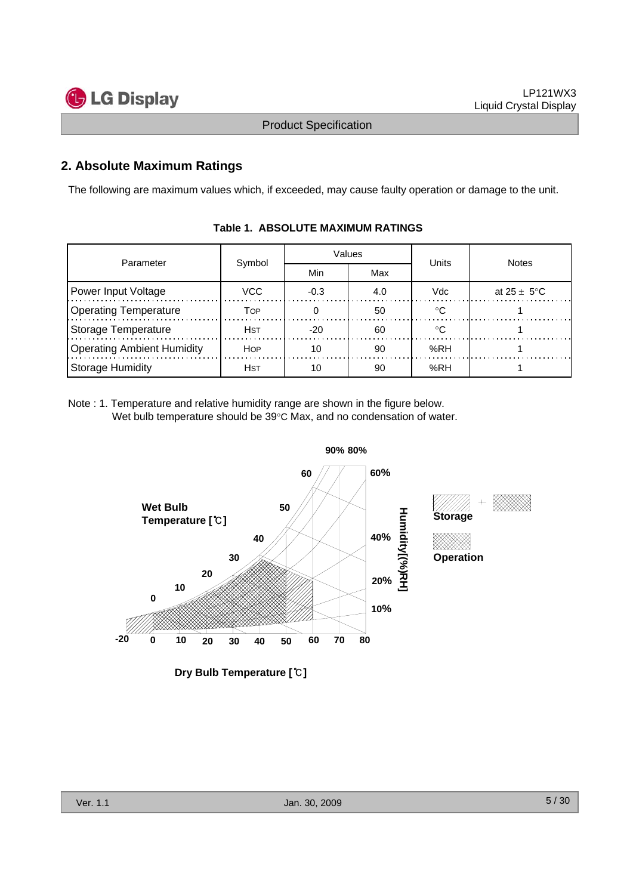## 2. Absolute Maximum Ratings

The following are maximum values which, if exceeded, may cause faulty operation or damage to the unit.

**Table 1. ABSOLUTE MAXIMUM RATINGS**

| Parameter | Symbol | Values | | Units | Notes |
|---|---|---|---|---|---|
| | | Min | Max | | |
| Power Input Voltage | VCC | -0.3 | 4.0 | Vdc | at 25 ± 5°C |
| Operating Temperature | TOP | 0 | 50 | °C | 1 |
| Storage Temperature | HST | -20 | 60 | °C | 1 |
| Operating Ambient Humidity | HOP | 10 | 90 | %RH | 1 |
| Storage Humidity | HST | 10 | 90 | %RH | 1 |

Note : 1. Temperature and relative humidity range are shown in the figure below.
Wet bulb temperature should be 39°C Max, and no condensation of water.

90% 80%

60 60%

Wet Bulb Temperature [℃]

50

Humidity[(%)RH]

40 40%

30

20 20%

10

0 10%

-20 0 10 20 30 40 50 60 70 80

Dry Bulb Temperature [℃]

Storage

Operation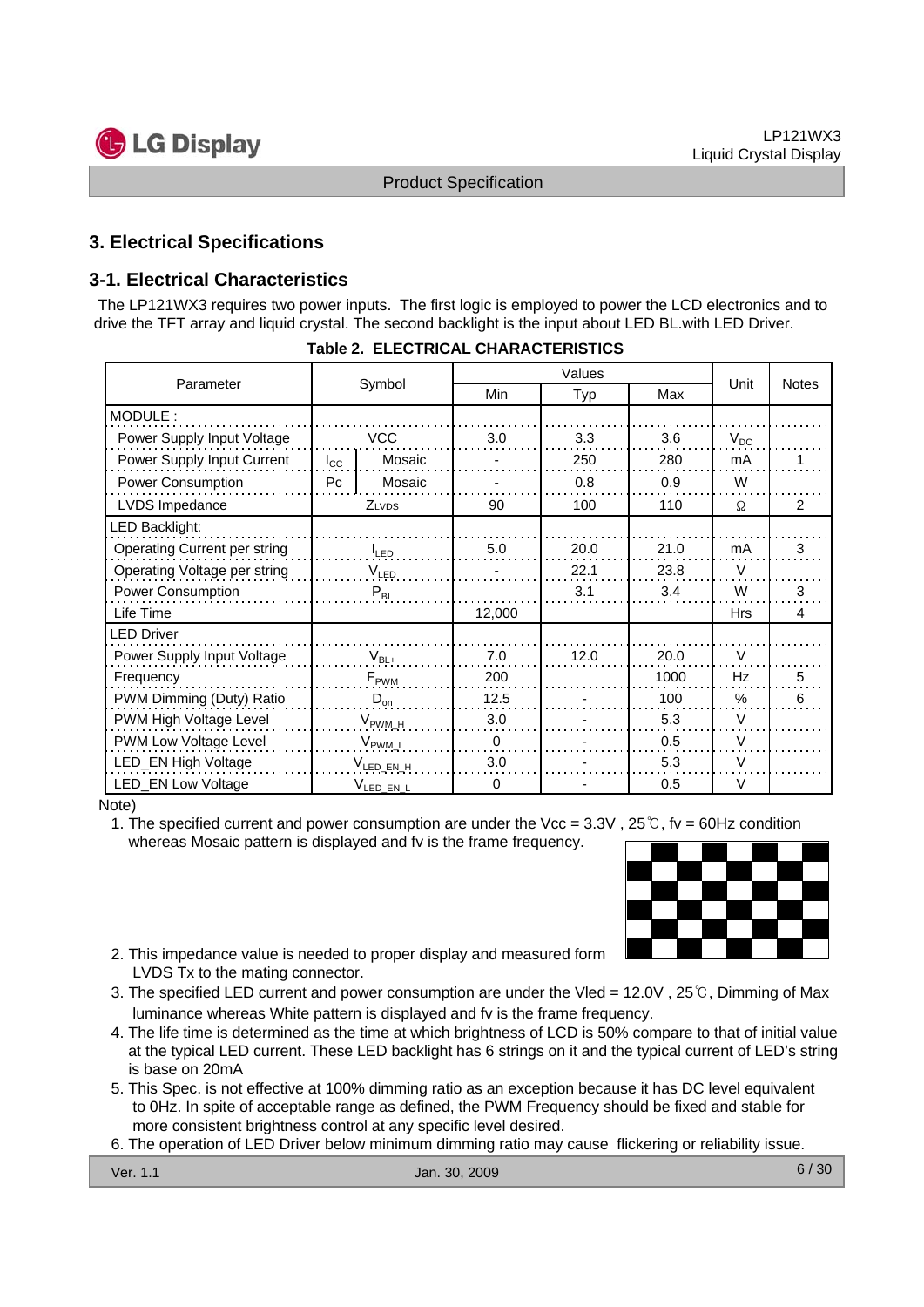## 3. Electrical Specifications

### 3-1. Electrical Characteristics

The LP121WX3 requires two power inputs. The first logic is employed to power the LCD electronics and to drive the TFT array and liquid crystal. The second backlight is the input about LED BL.with LED Driver.

**Table 2. ELECTRICAL CHARACTERISTICS**

| Parameter | Symbol | | Values | | | Unit | Notes |
|---|---|---|---|---|---|---|---|
| | | | Min | Typ | Max | | |
| MODULE : | | | | | | | |
| Power Supply Input Voltage | VCC | | 3.0 | 3.3 | 3.6 | $V_{DC}$ | |
| Power Supply Input Current | $I_{CC}$ | Mosaic | - | 250 | 280 | mA | 1 |
| Power Consumption | Pc | Mosaic | - | 0.8 | 0.9 | W | |
| LVDS Impedance | $Z_{LVDS}$ | | 90 | 100 | 110 | Ω | 2 |
| LED Backlight: | | | | | | | |
| Operating Current per string | $I_{LED}$ | | 5.0 | 20.0 | 21.0 | mA | 3 |
| Operating Voltage per string | $V_{LED}$ | | - | 22.1 | 23.8 | V | |
| Power Consumption | $P_{BL}$ | | | 3.1 | 3.4 | W | 3 |
| Life Time | | | 12,000 | | | Hrs | 4 |
| LED Driver | | | | | | | |
| Power Supply Input Voltage | $V_{BL+}$ | | 7.0 | 12.0 | 20.0 | V | |
| Frequency | $F_{PWM}$ | | 200 | | 1000 | Hz | 5 |
| PWM Dimming (Duty) Ratio | $D_{on}$ | | 12.5 | - | 100 | % | 6 |
| PWM High Voltage Level | $V_{PWM\_H}$ | | 3.0 | - | 5.3 | V | |
| PWM Low Voltage Level | $V_{PWM\_L}$ | | 0 | - | 0.5 | V | |
| LED_EN High Voltage | $V_{LED\_EN\_H}$ | | 3.0 | - | 5.3 | V | |
| LED_EN Low Voltage | $V_{LED\_EN\_L}$ | | 0 | - | 0.5 | V | |

Note)

1. The specified current and power consumption are under the Vcc = 3.3V , 25℃, fv = 60Hz condition whereas Mosaic pattern is displayed and fv is the frame frequency.
2. This impedance value is needed to proper display and measured form LVDS Tx to the mating connector.
3. The specified LED current and power consumption are under the Vled = 12.0V , 25℃, Dimming of Max luminance whereas White pattern is displayed and fv is the frame frequency.
4. The life time is determined as the time at which brightness of LCD is 50% compare to that of initial value at the typical LED current. These LED backlight has 6 strings on it and the typical current of LED's string is base on 20mA
5. This Spec. is not effective at 100% dimming ratio as an exception because it has DC level equivalent to 0Hz. In spite of acceptable range as defined, the PWM Frequency should be fixed and stable for more consistent brightness control at any specific level desired.
6. The operation of LED Driver below minimum dimming ratio may cause flickering or reliability issue.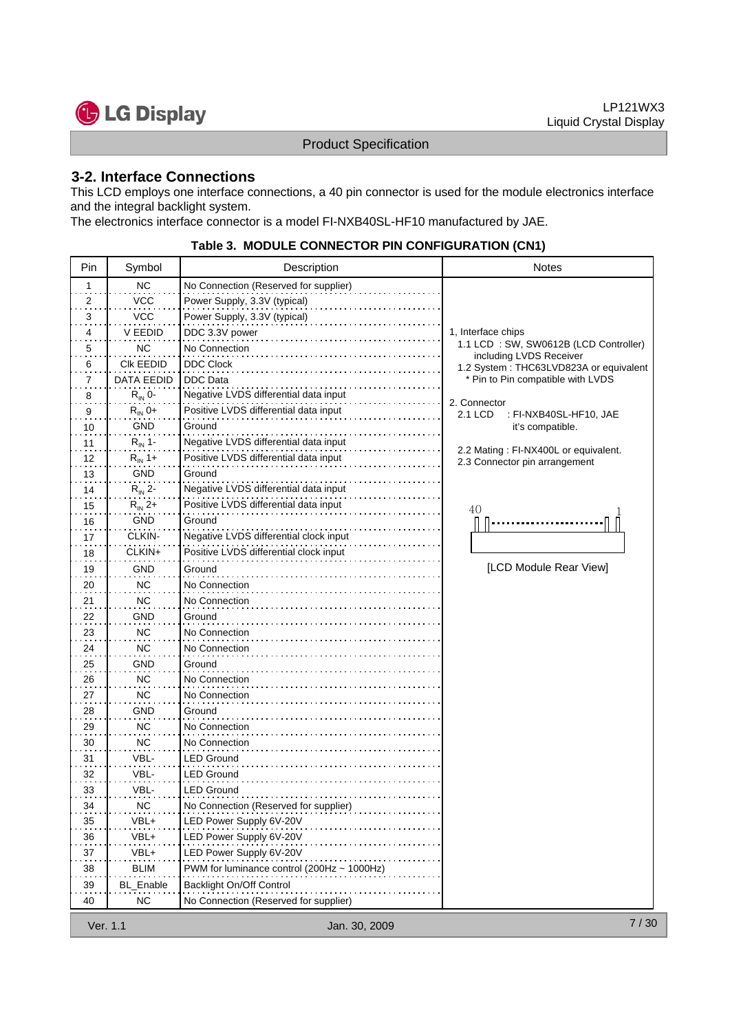## 3-2. Interface Connections

This LCD employs one interface connections, a 40 pin connector is used for the module electronics interface and the integral backlight system.
The electronics interface connector is a model FI-NXB40SL-HF10 manufactured by JAE.

**Table 3. MODULE CONNECTOR PIN CONFIGURATION (CN1)**

| Pin | Symbol | Description | Notes |
|---|---|---|---|
| 1 | NC | No Connection (Reserved for supplier) | |
| 2 | VCC | Power Supply, 3.3V (typical) | |
| 3 | VCC | Power Supply, 3.3V (typical) | |
| 4 | V EEDID | DDC 3.3V power | 1, Interface chips |
| 5 | NC | No Connection | 1.1 LCD : SW, SW0612B (LCD Controller) including LVDS Receiver |
| 6 | Clk EEDID | DDC Clock | 1.2 System : THC63LVD823A or equivalent |
| 7 | DATA EEDID | DDC Data | * Pin to Pin compatible with LVDS |
| 8 | $R_{IN}$ 0- | Negative LVDS differential data input | 2. Connector |
| 9 | $R_{IN}$ 0+ | Positive LVDS differential data input | 2.1 LCD : FI-NXB40SL-HF10, JAE |
| 10 | GND | Ground | it's compatible. |
| 11 | $R_{IN}$ 1- | Negative LVDS differential data input | |
| 12 | $R_{IN}$ 1+ | Positive LVDS differential data input | 2.2 Mating : FI-NX400L or equivalent. |
| 13 | GND | Ground | 2.3 Connector pin arrangement |
| 14 | $R_{IN}$ 2- | Negative LVDS differential data input | |
| 15 | $R_{IN}$ 2+ | Positive LVDS differential data input | 40 ... 1 |
| 16 | GND | Ground | |
| 17 | CLKIN- | Negative LVDS differential clock input | |
| 18 | CLKIN+ | Positive LVDS differential clock input | |
| 19 | GND | Ground | [LCD Module Rear View] |
| 20 | NC | No Connection | |
| 21 | NC | No Connection | |
| 22 | GND | Ground | |
| 23 | NC | No Connection | |
| 24 | NC | No Connection | |
| 25 | GND | Ground | |
| 26 | NC | No Connection | |
| 27 | NC | No Connection | |
| 28 | GND | Ground | |
| 29 | NC | No Connection | |
| 30 | NC | No Connection | |
| 31 | VBL- | LED Ground | |
| 32 | VBL- | LED Ground | |
| 33 | VBL- | LED Ground | |
| 34 | NC | No Connection (Reserved for supplier) | |
| 35 | VBL+ | LED Power Supply 6V-20V | |
| 36 | VBL+ | LED Power Supply 6V-20V | |
| 37 | VBL+ | LED Power Supply 6V-20V | |
| 38 | BLIM | PWM for luminance control (200Hz ~ 1000Hz) | |
| 39 | BL_Enable | Backlight On/Off Control | |
| 40 | NC | No Connection (Reserved for supplier) | |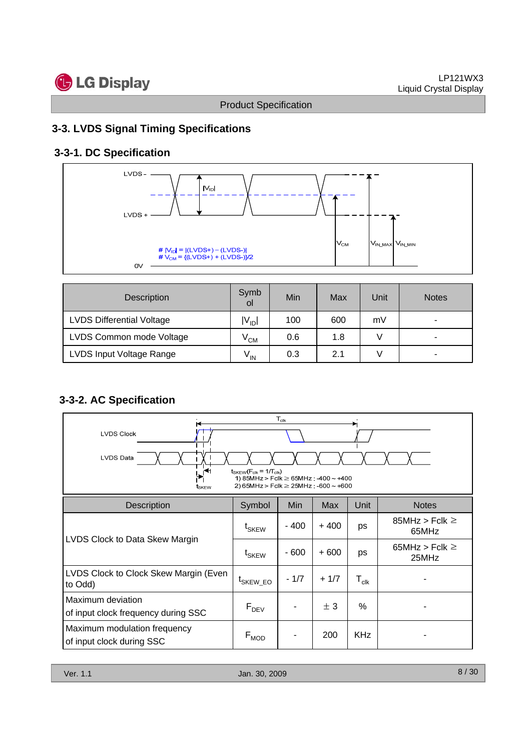## 3-3. LVDS Signal Timing Specifications

### 3-3-1. DC Specification

LVDS -

LVDS +

$|V_{ID}|$

$V_{CM}$

$V_{IN\_MAX}$ $V_{IN\_MIN}$

# $|V_{ID}| = |(LVDS+) - (LVDS-)|$
# $V_{CM} = \{(LVDS+) + (LVDS-)\}/2$

0V

| Description | Symbol | Min | Max | Unit | Notes |
|---|---|---|---|---|---|
| LVDS Differential Voltage | $\|V_{ID}\|$ | 100 | 600 | mV | - |
| LVDS Common mode Voltage | $V_{CM}$ | 0.6 | 1.8 | V | - |
| LVDS Input Voltage Range | $V_{IN}$ | 0.3 | 2.1 | V | - |

### 3-3-2. AC Specification

LVDS Clock

LVDS Data

$T_{clk}$

$t_{SKEW}$

$t_{SKEW}(F_{clk} = 1/T_{clk})$
1) 85MHz > Fclk ≥ 65MHz : -400 ~ +400
2) 65MHz > Fclk ≥ 25MHz : -600 ~ +600

| Description | Symbol | Min | Max | Unit | Notes |
|---|---|---|---|---|---|
| LVDS Clock to Data Skew Margin | $t_{SKEW}$ | - 400 | + 400 | ps | 85MHz > Fclk ≥ 65MHz |
| | $t_{SKEW}$ | - 600 | + 600 | ps | 65MHz > Fclk ≥ 25MHz |
| LVDS Clock to Clock Skew Margin (Even to Odd) | $t_{SKEW\_EO}$ | - 1/7 | + 1/7 | $T_{clk}$ | - |
| Maximum deviation of input clock frequency during SSC | $F_{DEV}$ | - | ± 3 | % | - |
| Maximum modulation frequency of input clock during SSC | $F_{MOD}$ | - | 200 | KHz | - |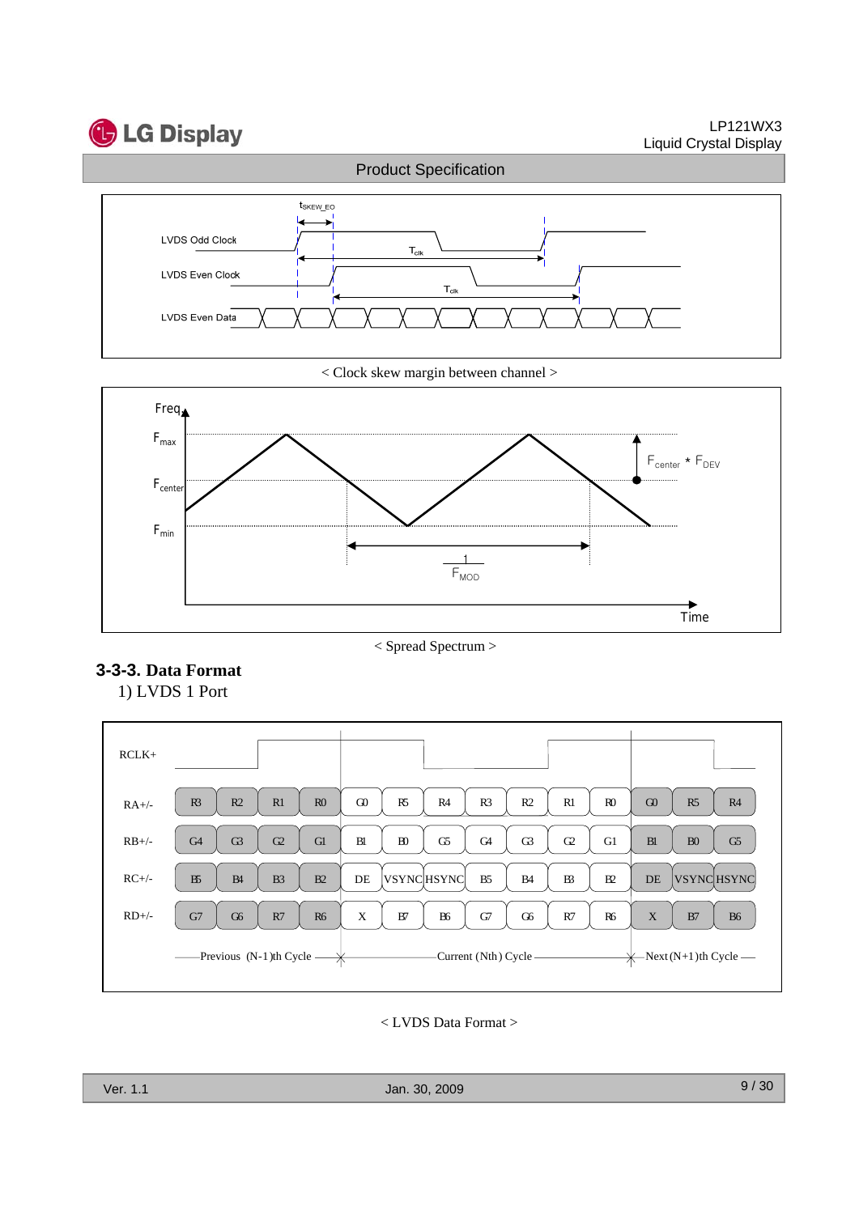< Clock skew margin between channel >

< Spread Spectrum >

### 3-3-3. Data Format

1) LVDS 1 Port

| RCLK+ | Previous (N-1)th Cycle | | | | Current (Nth) Cycle | | | | | | | Next (N+1)th Cycle | | |
|---|---|---|---|---|---|---|---|---|---|---|---|---|---|---|
| RA+/- | R3 | R2 | R1 | R0 | G0 | R5 | R4 | R3 | R2 | R1 | R0 | G0 | R5 | R4 |
| RB+/- | G4 | G3 | G2 | G1 | B1 | B0 | G5 | G4 | G3 | G2 | G1 | B1 | B0 | G5 |
| RC+/- | B5 | B4 | B3 | B2 | DE | VSYNC | HSYNC | B5 | B4 | B3 | B2 | DE | VSYNC | HSYNC |
| RD+/- | G7 | G6 | R7 | R6 | X | B7 | B6 | G7 | G6 | R7 | R6 | X | B7 | B6 |

< LVDS Data Format >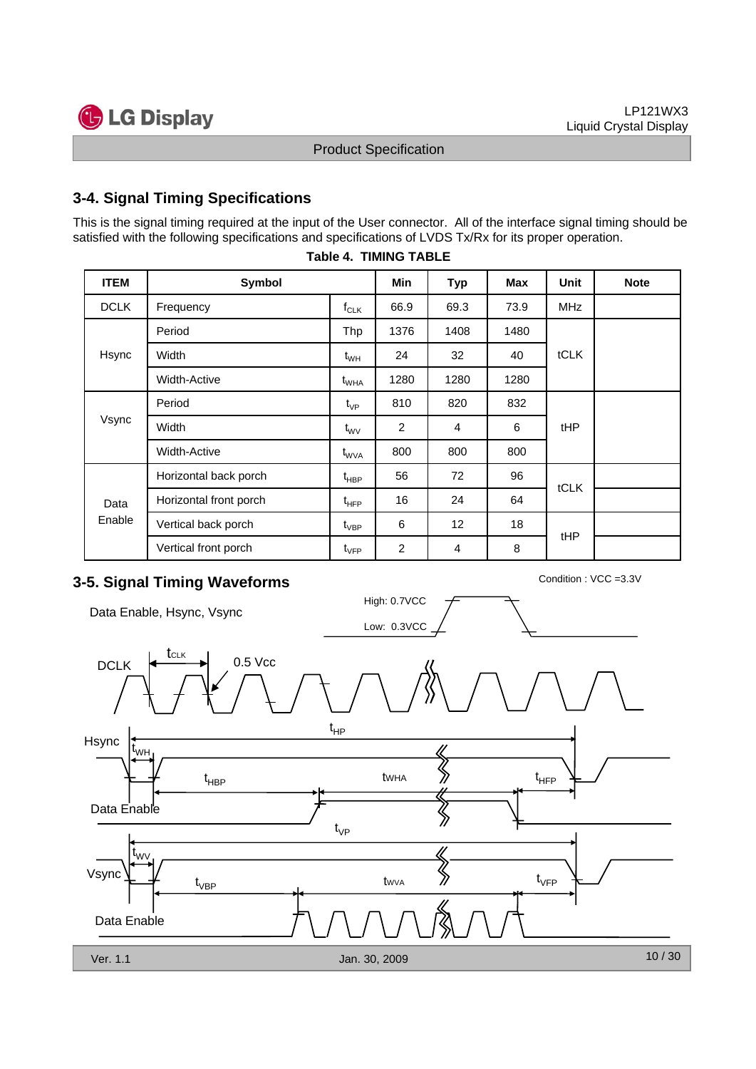## 3-4. Signal Timing Specifications

This is the signal timing required at the input of the User connector. All of the interface signal timing should be satisfied with the following specifications and specifications of LVDS Tx/Rx for its proper operation.

**Table 4. TIMING TABLE**

| ITEM | Symbol | | Min | Typ | Max | Unit | Note |
|---|---|---|---|---|---|---|---|
| DCLK | Frequency | $f_{CLK}$ | 66.9 | 69.3 | 73.9 | MHz | |
| Hsync | Period | Thp | 1376 | 1408 | 1480 | tCLK | |
| | Width | $t_{WH}$ | 24 | 32 | 40 | | |
| | Width-Active | $t_{WHA}$ | 1280 | 1280 | 1280 | | |
| Vsync | Period | $t_{VP}$ | 810 | 820 | 832 | tHP | |
| | Width | $t_{WV}$ | 2 | 4 | 6 | | |
| | Width-Active | $t_{WVA}$ | 800 | 800 | 800 | | |
| Data Enable | Horizontal back porch | $t_{HBP}$ | 56 | 72 | 96 | tCLK | |
| | Horizontal front porch | $t_{HFP}$ | 16 | 24 | 64 | | |
| | Vertical back porch | $t_{VBP}$ | 6 | 12 | 18 | tHP | |
| | Vertical front porch | $t_{VFP}$ | 2 | 4 | 8 | | |

## 3-5. Signal Timing Waveforms

Condition : VCC =3.3V

Data Enable, Hsync, Vsync — High: 0.7VCC, Low: 0.3VCC

DCLK — $t_{CLK}$, 0.5 Vcc

Hsync — $t_{HP}$, $t_{WH}$, $t_{HBP}$, $t_{WHA}$, $t_{HFP}$

Data Enable

Vsync — $t_{VP}$, $t_{WV}$, $t_{VBP}$, $t_{WVA}$, $t_{VFP}$

Data Enable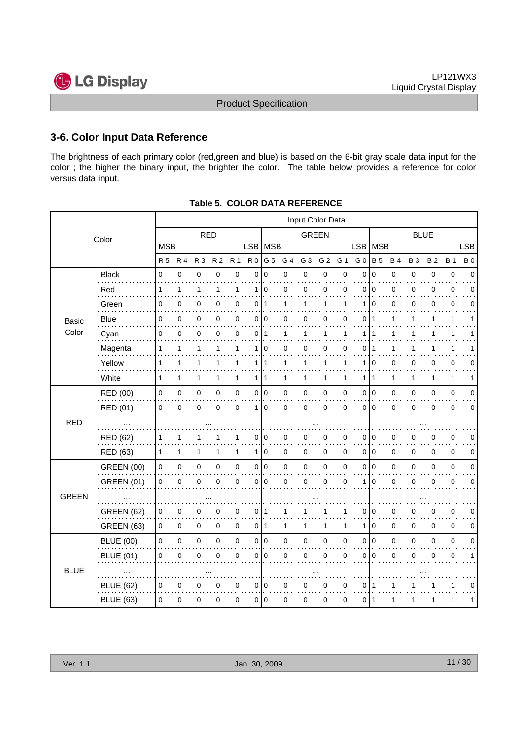## 3-6. Color Input Data Reference

The brightness of each primary color (red,green and blue) is based on the 6-bit gray scale data input for the color ; the higher the binary input, the brighter the color. The table below provides a reference for color versus data input.

**Table 5. COLOR DATA REFERENCE**

| Color | | Input Color Data | | | | | | | | | | | | | | | | | |
|---|---|---|---|---|---|---|---|---|---|---|---|---|---|---|---|---|---|---|---|
| | | RED | | | | | | GREEN | | | | | | BLUE | | | | | |
| | | MSB | | | | | LSB | MSB | | | | | LSB | MSB | | | | | LSB |
| | | R 5 | R 4 | R 3 | R 2 | R 1 | R 0 | G 5 | G 4 | G 3 | G 2 | G 1 | G 0 | B 5 | B 4 | B 3 | B 2 | B 1 | B 0 |
| Basic Color | Black | 0 | 0 | 0 | 0 | 0 | 0 | 0 | 0 | 0 | 0 | 0 | 0 | 0 | 0 | 0 | 0 | 0 | 0 |
| | Red | 1 | 1 | 1 | 1 | 1 | 1 | 0 | 0 | 0 | 0 | 0 | 0 | 0 | 0 | 0 | 0 | 0 | 0 |
| | Green | 0 | 0 | 0 | 0 | 0 | 0 | 1 | 1 | 1 | 1 | 1 | 1 | 0 | 0 | 0 | 0 | 0 | 0 |
| | Blue | 0 | 0 | 0 | 0 | 0 | 0 | 0 | 0 | 0 | 0 | 0 | 0 | 1 | 1 | 1 | 1 | 1 | 1 |
| | Cyan | 0 | 0 | 0 | 0 | 0 | 0 | 1 | 1 | 1 | 1 | 1 | 1 | 1 | 1 | 1 | 1 | 1 | 1 |
| | Magenta | 1 | 1 | 1 | 1 | 1 | 1 | 0 | 0 | 0 | 0 | 0 | 0 | 1 | 1 | 1 | 1 | 1 | 1 |
| | Yellow | 1 | 1 | 1 | 1 | 1 | 1 | 1 | 1 | 1 | 1 | 1 | 1 | 0 | 0 | 0 | 0 | 0 | 0 |
| | White | 1 | 1 | 1 | 1 | 1 | 1 | 1 | 1 | 1 | 1 | 1 | 1 | 1 | 1 | 1 | 1 | 1 | 1 |
| RED | RED (00) | 0 | 0 | 0 | 0 | 0 | 0 | 0 | 0 | 0 | 0 | 0 | 0 | 0 | 0 | 0 | 0 | 0 | 0 |
| | RED (01) | 0 | 0 | 0 | 0 | 0 | 1 | 0 | 0 | 0 | 0 | 0 | 0 | 0 | 0 | 0 | 0 | 0 | 0 |
| | ... | | | ... | | | | | | ... | | | | | | ... | | | |
| | RED (62) | 1 | 1 | 1 | 1 | 1 | 0 | 0 | 0 | 0 | 0 | 0 | 0 | 0 | 0 | 0 | 0 | 0 | 0 |
| | RED (63) | 1 | 1 | 1 | 1 | 1 | 1 | 0 | 0 | 0 | 0 | 0 | 0 | 0 | 0 | 0 | 0 | 0 | 0 |
| GREEN | GREEN (00) | 0 | 0 | 0 | 0 | 0 | 0 | 0 | 0 | 0 | 0 | 0 | 0 | 0 | 0 | 0 | 0 | 0 | 0 |
| | GREEN (01) | 0 | 0 | 0 | 0 | 0 | 0 | 0 | 0 | 0 | 0 | 0 | 1 | 0 | 0 | 0 | 0 | 0 | 0 |
| | ... | | | ... | | | | | | ... | | | | | | ... | | | |
| | GREEN (62) | 0 | 0 | 0 | 0 | 0 | 0 | 1 | 1 | 1 | 1 | 1 | 0 | 0 | 0 | 0 | 0 | 0 | 0 |
| | GREEN (63) | 0 | 0 | 0 | 0 | 0 | 0 | 1 | 1 | 1 | 1 | 1 | 1 | 0 | 0 | 0 | 0 | 0 | 0 |
| BLUE | BLUE (00) | 0 | 0 | 0 | 0 | 0 | 0 | 0 | 0 | 0 | 0 | 0 | 0 | 0 | 0 | 0 | 0 | 0 | 0 |
| | BLUE (01) | 0 | 0 | 0 | 0 | 0 | 0 | 0 | 0 | 0 | 0 | 0 | 0 | 0 | 0 | 0 | 0 | 0 | 1 |
| | ... | | | ... | | | | | | ... | | | | | | ... | | | |
| | BLUE (62) | 0 | 0 | 0 | 0 | 0 | 0 | 0 | 0 | 0 | 0 | 0 | 0 | 1 | 1 | 1 | 1 | 1 | 0 |
| | BLUE (63) | 0 | 0 | 0 | 0 | 0 | 0 | 0 | 0 | 0 | 0 | 0 | 0 | 1 | 1 | 1 | 1 | 1 | 1 |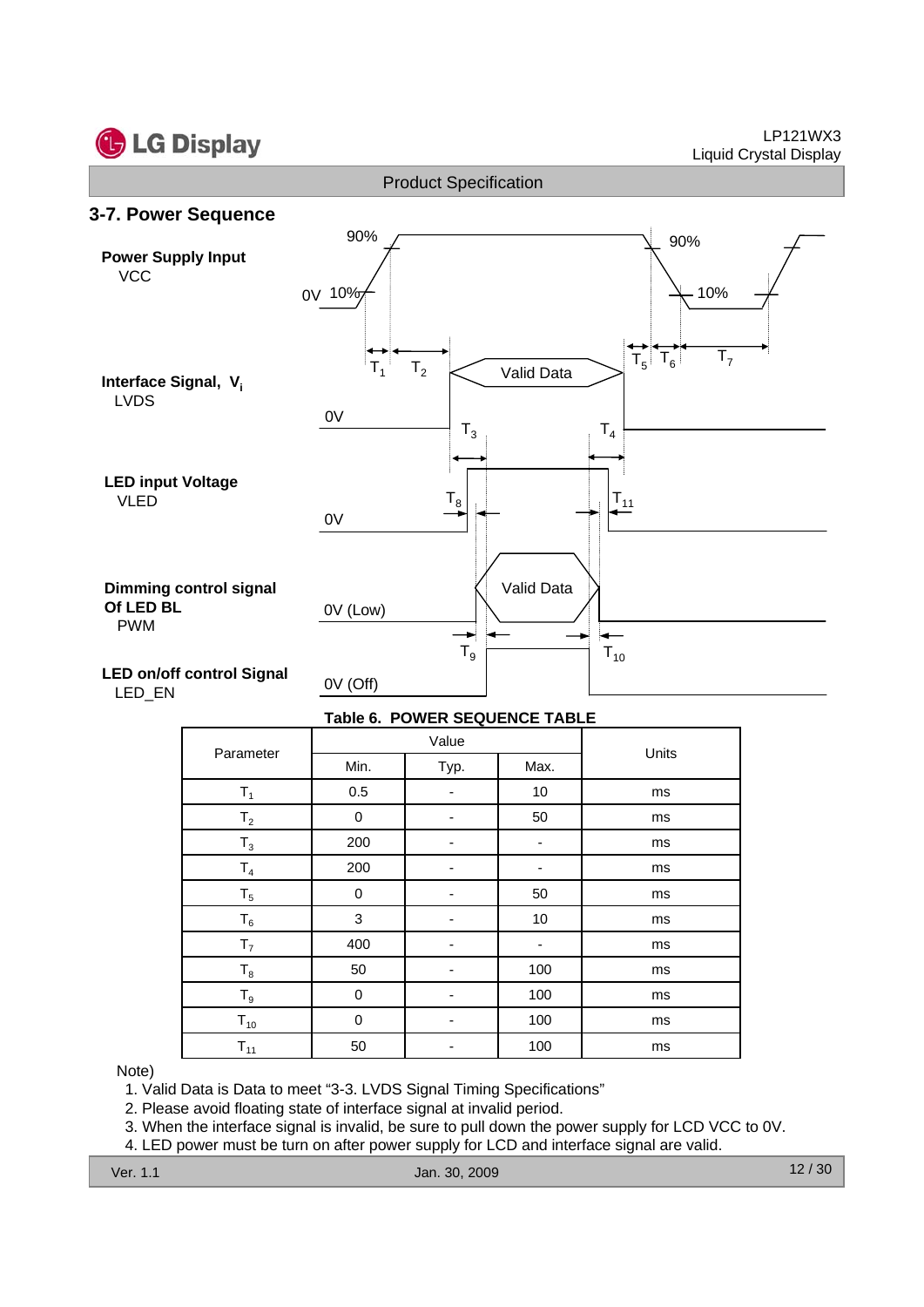## 3-7. Power Sequence

**Table 6. POWER SEQUENCE TABLE**

| Parameter | Value | | | Units |
|---|---|---|---|---|
| | Min. | Typ. | Max. | |
| $T_1$ | 0.5 | - | 10 | ms |
| $T_2$ | 0 | - | 50 | ms |
| $T_3$ | 200 | - | - | ms |
| $T_4$ | 200 | - | - | ms |
| $T_5$ | 0 | - | 50 | ms |
| $T_6$ | 3 | - | 10 | ms |
| $T_7$ | 400 | - | - | ms |
| $T_8$ | 50 | - | 100 | ms |
| $T_9$ | 0 | - | 100 | ms |
| $T_{10}$ | 0 | - | 100 | ms |
| $T_{11}$ | 50 | - | 100 | ms |

Note)

1. Valid Data is Data to meet “3-3. LVDS Signal Timing Specifications”
2. Please avoid floating state of interface signal at invalid period.
3. When the interface signal is invalid, be sure to pull down the power supply for LCD VCC to 0V.
4. LED power must be turn on after power supply for LCD and interface signal are valid.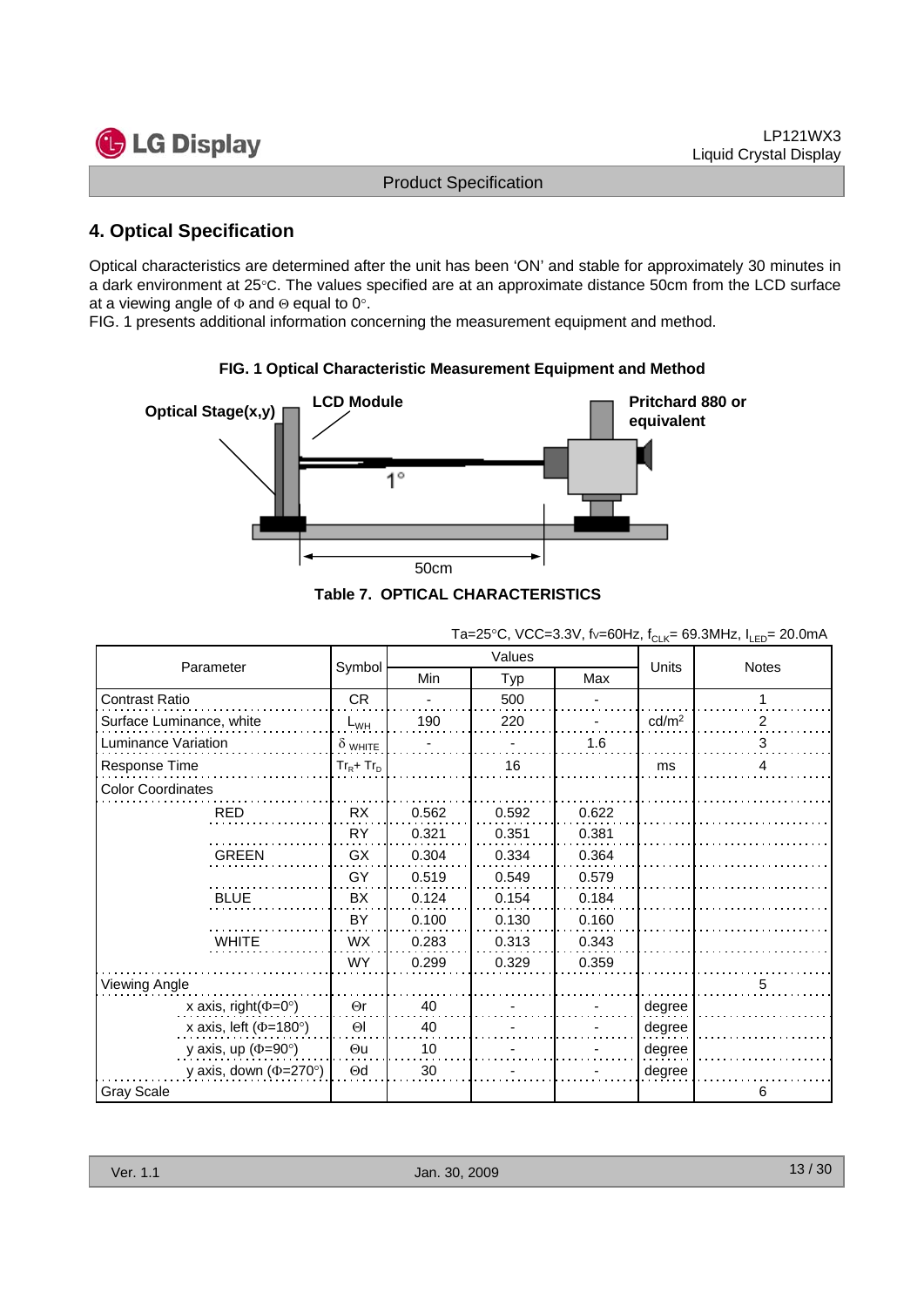## 4. Optical Specification

Optical characteristics are determined after the unit has been 'ON' and stable for approximately 30 minutes in a dark environment at 25°C. The values specified are at an approximate distance 50cm from the LCD surface at a viewing angle of Φ and Θ equal to 0°.
FIG. 1 presents additional information concerning the measurement equipment and method.

**FIG. 1 Optical Characteristic Measurement Equipment and Method**

Optical Stage(x,y) — LCD Module — Pritchard 880 or equivalent — 1° — 50cm

**Table 7. OPTICAL CHARACTERISTICS**

Ta=25°C, VCC=3.3V, fv=60Hz, $f_{CLK}$= 69.3MHz, $I_{LED}$= 20.0mA

| Parameter | | Symbol | Values | | | Units | Notes |
|---|---|---|---|---|---|---|---|
| | | | Min | Typ | Max | | |
| Contrast Ratio | | CR | - | 500 | - | | 1 |
| Surface Luminance, white | | $L_{WH}$ | 190 | 220 | - | cd/m² | 2 |
| Luminance Variation | | $\delta_{WHITE}$ | - | - | 1.6 | | 3 |
| Response Time | | $Tr_R + Tr_D$ | | 16 | | ms | 4 |
| Color Coordinates | | | | | | | |
| | RED | RX | 0.562 | 0.592 | 0.622 | | |
| | | RY | 0.321 | 0.351 | 0.381 | | |
| | GREEN | GX | 0.304 | 0.334 | 0.364 | | |
| | | GY | 0.519 | 0.549 | 0.579 | | |
| | BLUE | BX | 0.124 | 0.154 | 0.184 | | |
| | | BY | 0.100 | 0.130 | 0.160 | | |
| | WHITE | WX | 0.283 | 0.313 | 0.343 | | |
| | | WY | 0.299 | 0.329 | 0.359 | | |
| Viewing Angle | | | | | | | 5 |
| | x axis, right(Φ=0°) | Θr | 40 | - | - | degree | |
| | x axis, left (Φ=180°) | Θl | 40 | - | - | degree | |
| | y axis, up (Φ=90°) | Θu | 10 | - | - | degree | |
| | y axis, down (Φ=270°) | Θd | 30 | - | - | degree | |
| Gray Scale | | | | | | | 6 |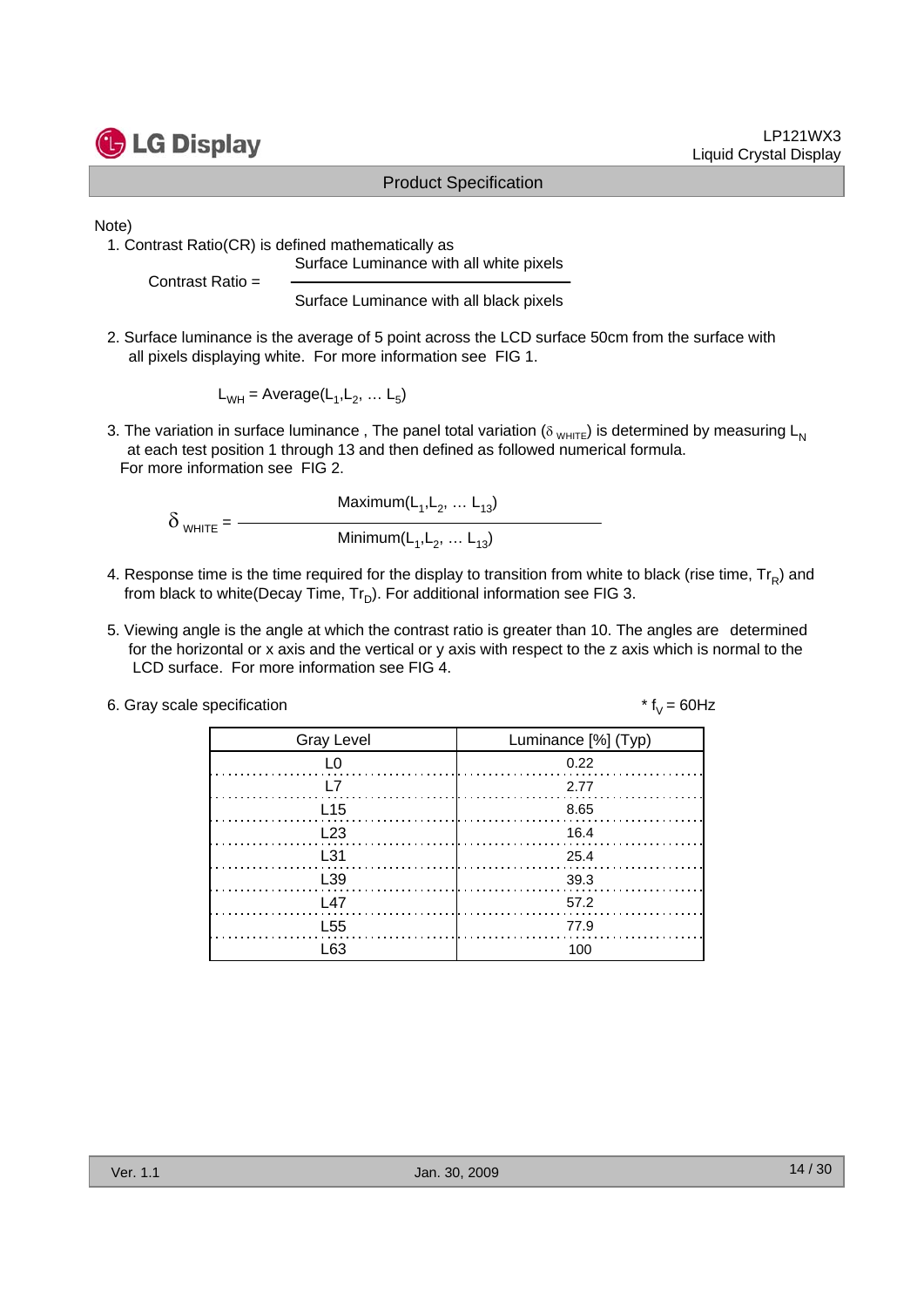Note)

1. Contrast Ratio(CR) is defined mathematically as

$$\text{Contrast Ratio} = \frac{\text{Surface Luminance with all white pixels}}{\text{Surface Luminance with all black pixels}}$$

2. Surface luminance is the average of 5 point across the LCD surface 50cm from the surface with all pixels displaying white. For more information see FIG 1.

$$L_{WH} = \text{Average}(L_1, L_2, \ldots L_5)$$

3. The variation in surface luminance , The panel total variation ($\delta_{WHITE}$) is determined by measuring $L_N$ at each test position 1 through 13 and then defined as followed numerical formula. For more information see FIG 2.

$$\delta_{WHITE} = \frac{\text{Maximum}(L_1, L_2, \ldots L_{13})}{\text{Minimum}(L_1, L_2, \ldots L_{13})}$$

4. Response time is the time required for the display to transition from white to black (rise time, $Tr_R$) and from black to white(Decay Time, $Tr_D$). For additional information see FIG 3.

5. Viewing angle is the angle at which the contrast ratio is greater than 10. The angles are determined for the horizontal or x axis and the vertical or y axis with respect to the z axis which is normal to the LCD surface. For more information see FIG 4.

6. Gray scale specification

* $f_V$ = 60Hz

| Gray Level | Luminance [%] (Typ) |
|---|---|
| L0 | 0.22 |
| L7 | 2.77 |
| L15 | 8.65 |
| L23 | 16.4 |
| L31 | 25.4 |
| L39 | 39.3 |
| L47 | 57.2 |
| L55 | 77.9 |
| L63 | 100 |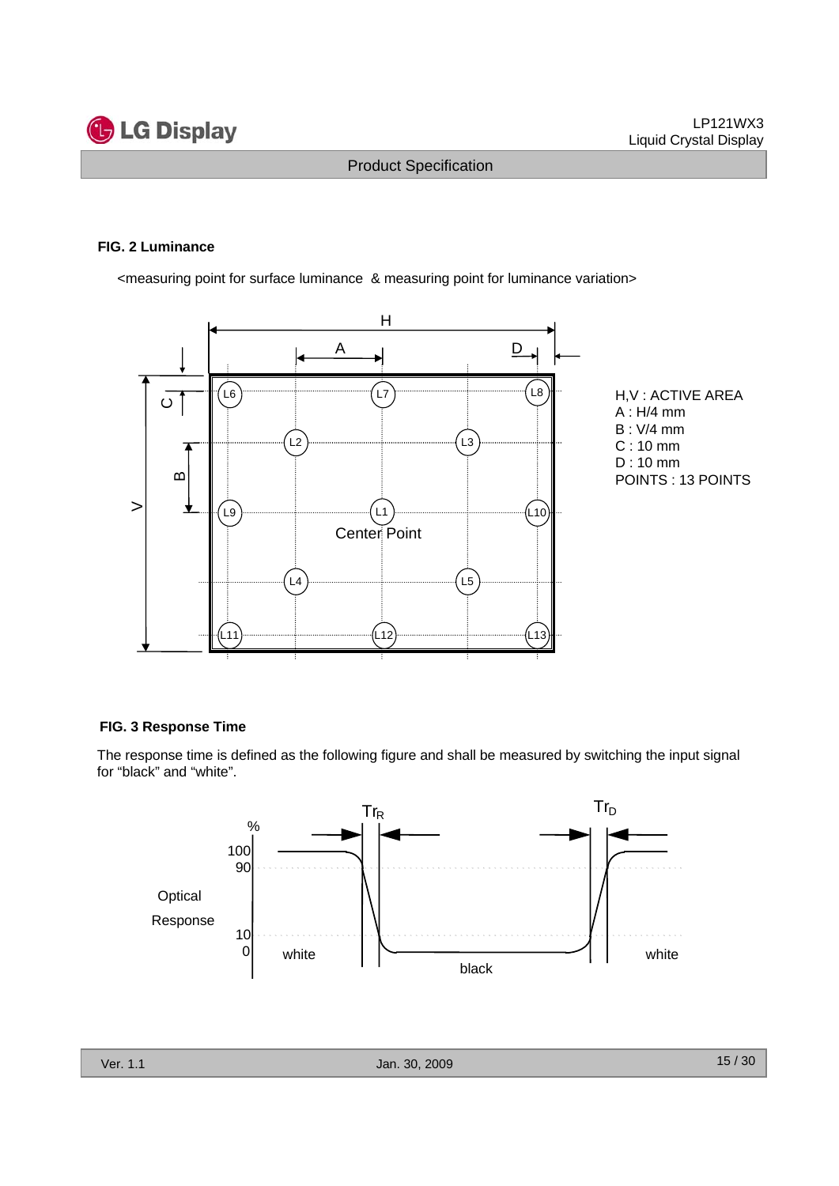**FIG. 2 Luminance**

<measuring point for surface luminance & measuring point for luminance variation>

H,V : ACTIVE AREA
A : H/4 mm
B : V/4 mm
C : 10 mm
D : 10 mm
POINTS : 13 POINTS

**FIG. 3 Response Time**

The response time is defined as the following figure and shall be measured by switching the input signal for "black" and "white".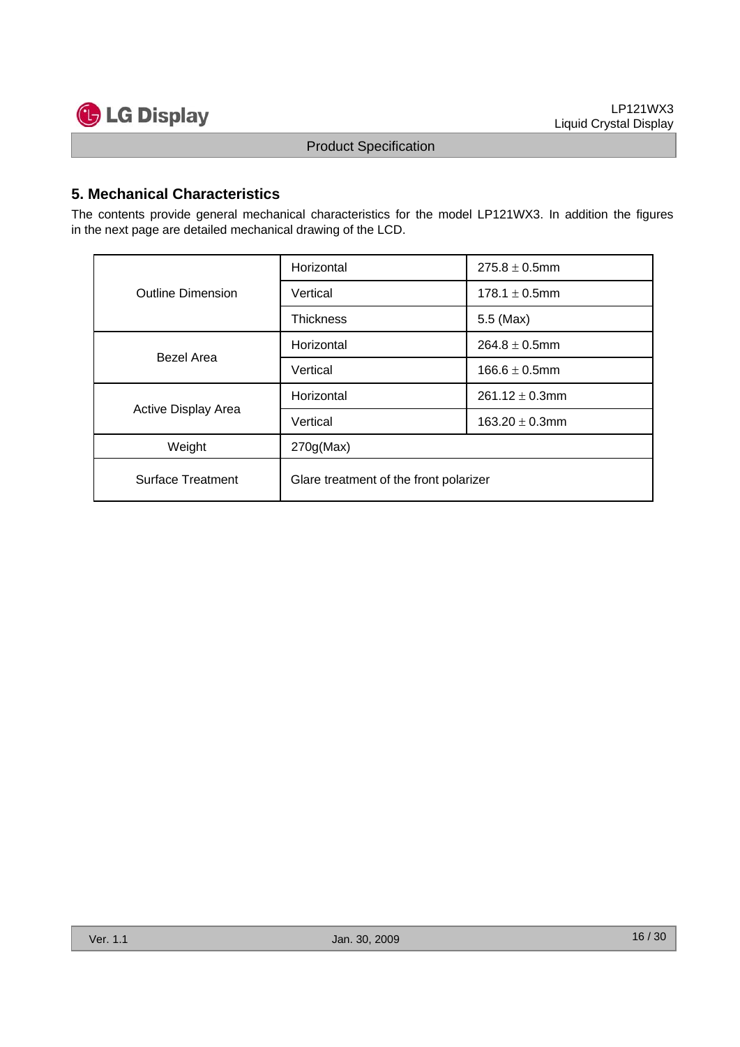## 5. Mechanical Characteristics

The contents provide general mechanical characteristics for the model LP121WX3. In addition the figures in the next page are detailed mechanical drawing of the LCD.

| | | |
|---|---|---|
| Outline Dimension | Horizontal | 275.8 ± 0.5mm |
| | Vertical | 178.1 ± 0.5mm |
| | Thickness | 5.5 (Max) |
| Bezel Area | Horizontal | 264.8 ± 0.5mm |
| | Vertical | 166.6 ± 0.5mm |
| Active Display Area | Horizontal | 261.12 ± 0.3mm |
| | Vertical | 163.20 ± 0.3mm |
| Weight | 270g(Max) | |
| Surface Treatment | Glare treatment of the front polarizer | |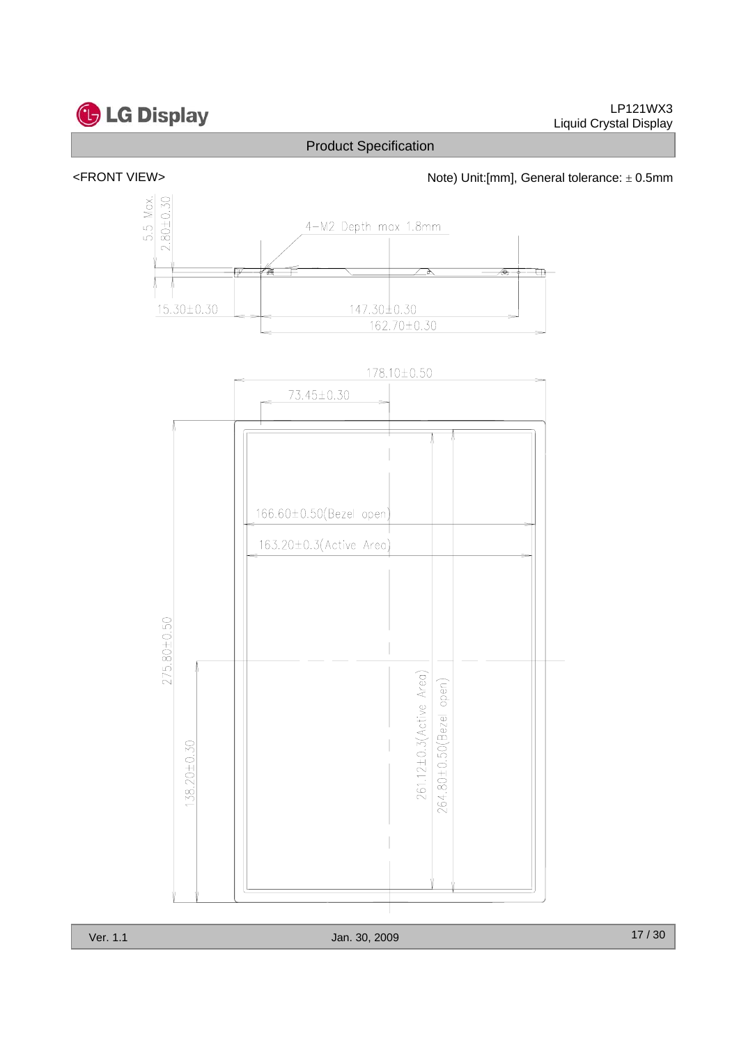### Product Specification

<FRONT VIEW>

Note) Unit:[mm], General tolerance: ± 0.5mm

5.5 Max.

2.80±0.30

4-M2 Depth max 1.8mm

15.30±0.30

147.30±0.30

162.70±0.30

178.10±0.50

73.45±0.30

166.60±0.50(Bezel open)

163.20±0.3(Active Area)

275.80±0.50

138.20±0.30

261.12±0.3(Active Area)

264.80±0.50(Bezel open)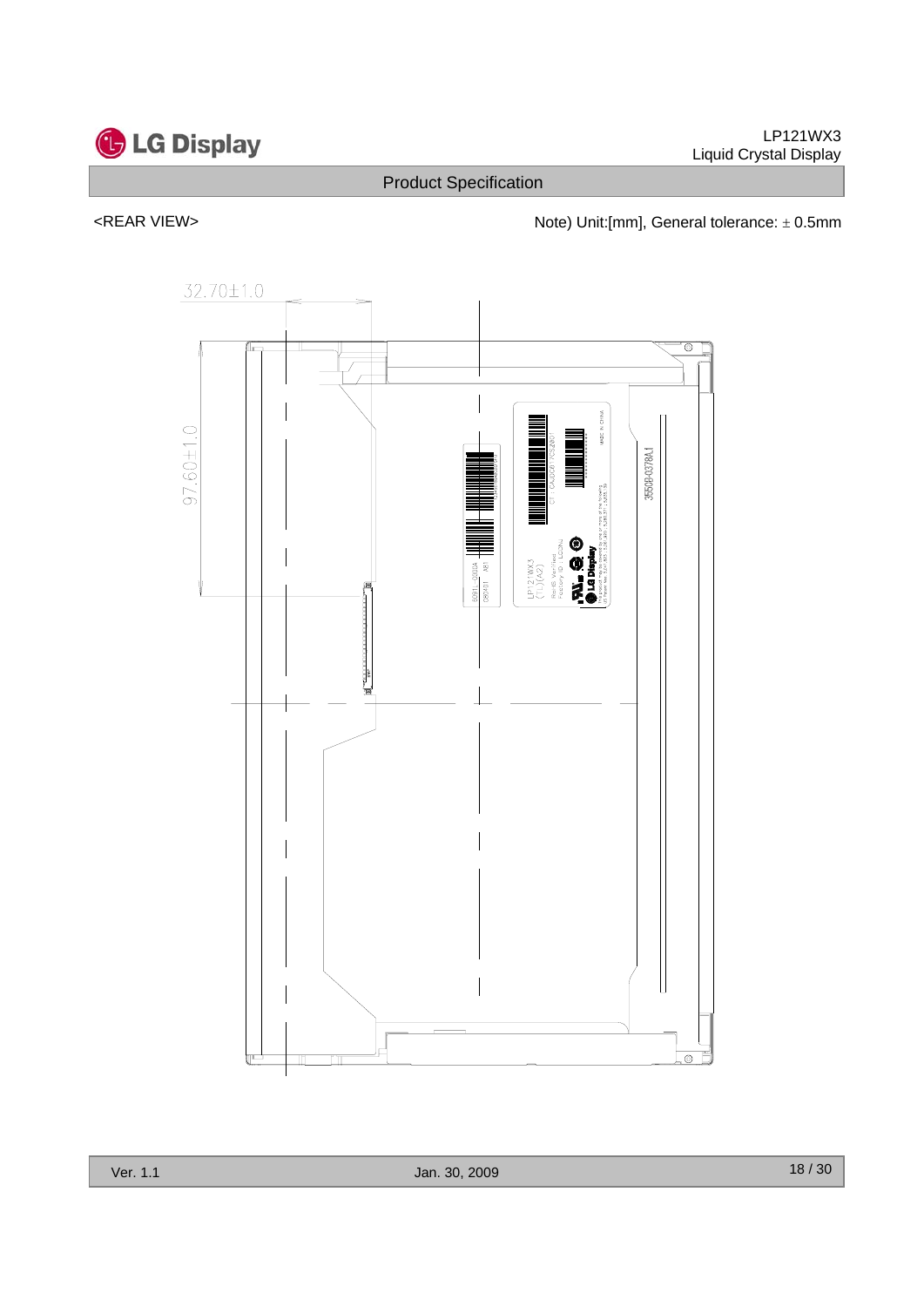<REAR VIEW>

Note) Unit:[mm], General tolerance: ± 0.5mm

32.70±1.0

97.60±1.0

LP121WX3 (TL)(A2)

RoHS Verified

Factory ID : LGDNJ

MADE IN CHINA

3550B-0378A.1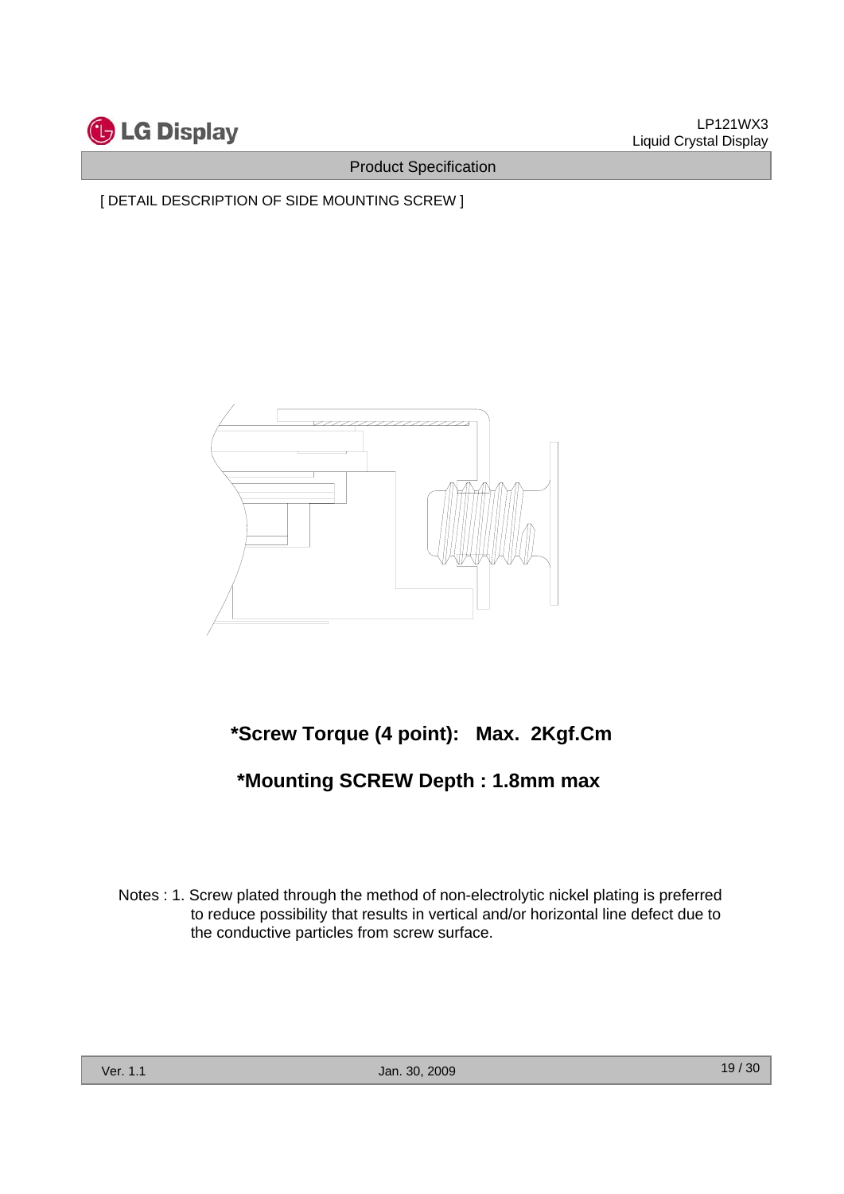[ DETAIL DESCRIPTION OF SIDE MOUNTING SCREW ]

**\*Screw Torque (4 point): Max. 2Kgf.Cm**

**\*Mounting SCREW Depth : 1.8mm max**

Notes : 1. Screw plated through the method of non-electrolytic nickel plating is preferred to reduce possibility that results in vertical and/or horizontal line defect due to the conductive particles from screw surface.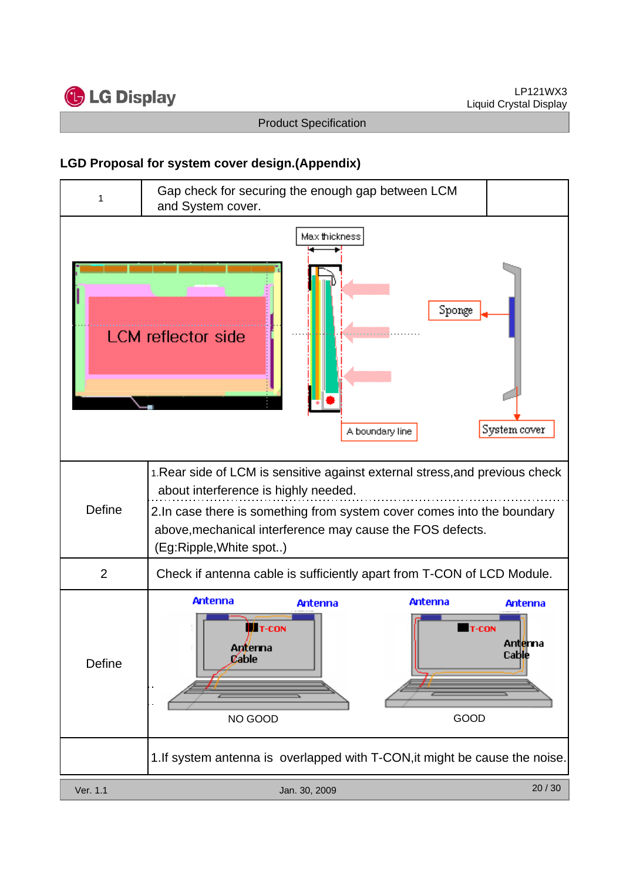## LGD Proposal for system cover design.(Appendix)

| 1 | Gap check for securing the enough gap between LCM and System cover. | |
|---|---|---|
| | Max thickness<br>LCM reflector side<br>Sponge<br>A boundary line<br>System cover | |
| Define | 1.Rear side of LCM is sensitive against external stress,and previous check about interference is highly needed.<br>2.In case there is something from system cover comes into the boundary above,mechanical interference may cause the FOS defects. (Eg:Ripple,White spot..) | |
| 2 | Check if antenna cable is sufficiently apart from T-CON of LCD Module. | |
| Define | Antenna, Antenna, T-CON, Antenna Cable — NO GOOD<br>Antenna, Antenna, T-CON, Antenna Cable — GOOD | |
| | 1.If system antenna is overlapped with T-CON,it might be cause the noise. | |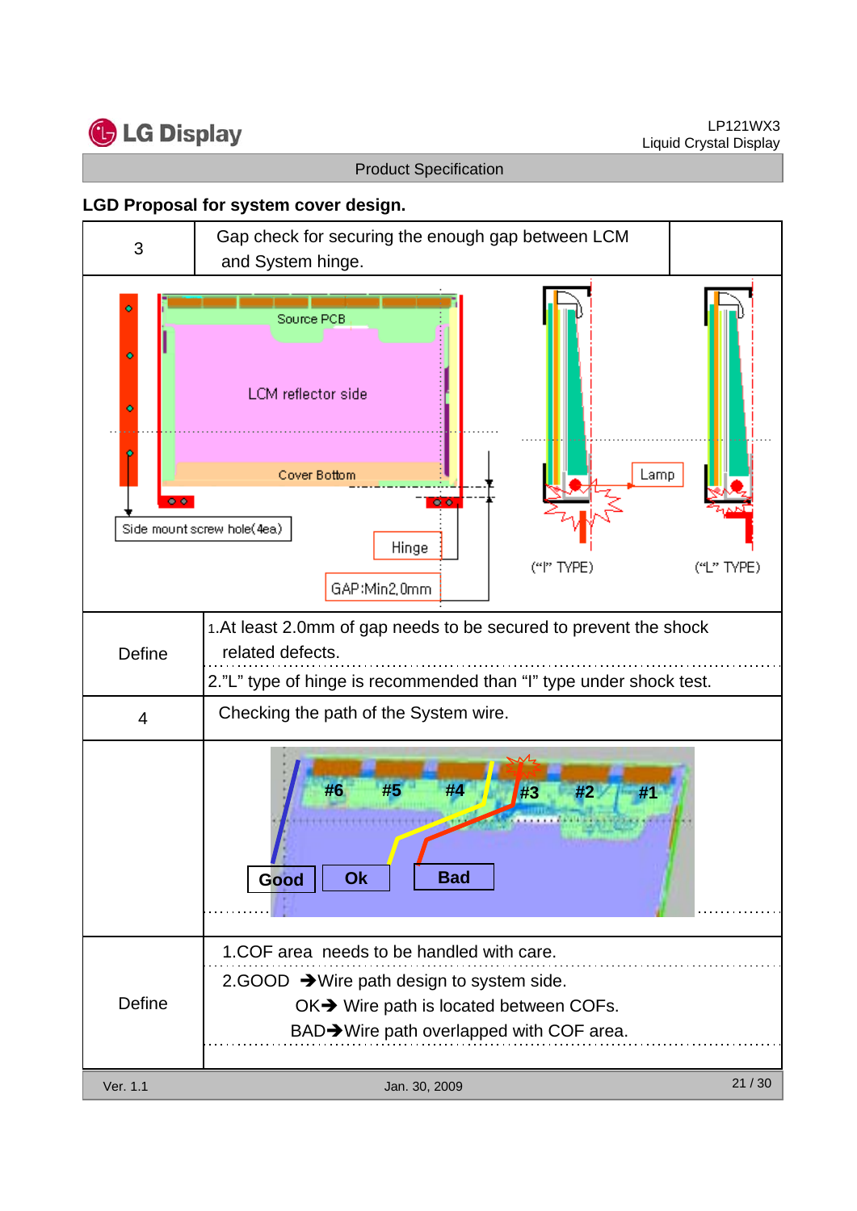## LGD Proposal for system cover design.

| 3 | Gap check for securing the enough gap between LCM and System hinge. |
|---|---|
| | |
| Define | 1.At least 2.0mm of gap needs to be secured to prevent the shock related defects.<br>2."L" type of hinge is recommended than "I" type under shock test. |
| 4 | Checking the path of the System wire. |
| | |
| Define | 1.COF area needs to be handled with care.<br>2.GOOD ➔Wire path design to system side.<br>OK➔ Wire path is located between COFs.<br>BAD➔Wire path overlapped with COF area. |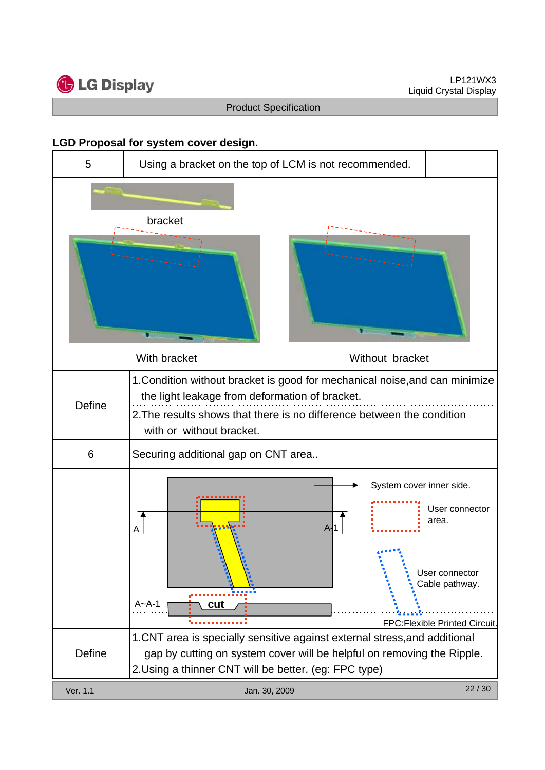## LGD Proposal for system cover design.

| 5 | Using a bracket on the top of LCM is not recommended. |
|---|---|
| | bracket<br>With bracket &nbsp;&nbsp;&nbsp;&nbsp; Without bracket |
| Define | 1.Condition without bracket is good for mechanical noise,and can minimize the light leakage from deformation of bracket.<br>2.The results shows that there is no difference between the condition with or without bracket. |
| 6 | Securing additional gap on CNT area.. |
| | A &nbsp; A-1 &nbsp; System cover inner side. &nbsp; User connector area. &nbsp; User connector Cable pathway.<br>A~A-1 &nbsp; cut<br>FPC:Flexible Printed Circuit. |
| Define | 1.CNT area is specially sensitive against external stress,and additional gap by cutting on system cover will be helpful on removing the Ripple.<br>2.Using a thinner CNT will be better. (eg: FPC type) |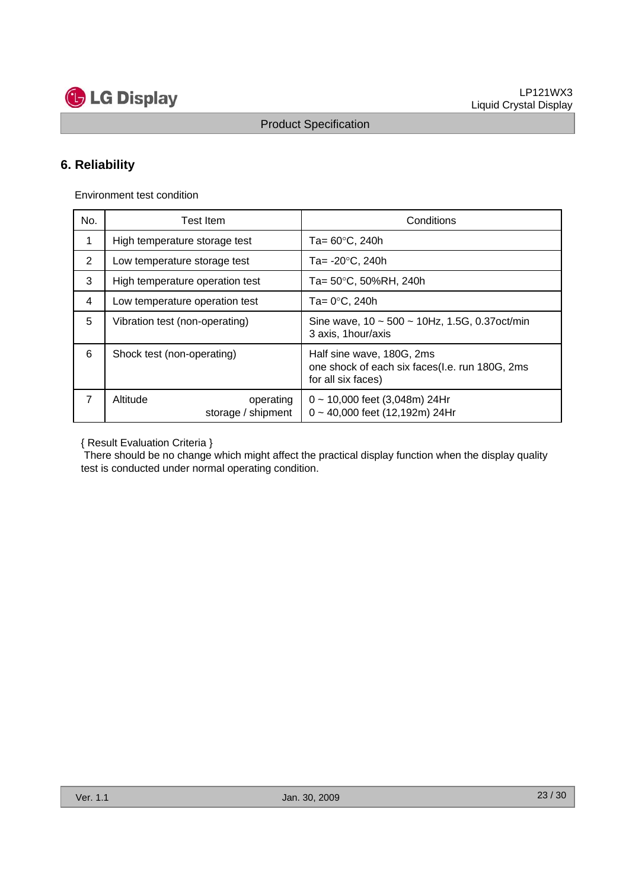## 6. Reliability

Environment test condition

| No. | Test Item | Conditions |
|---|---|---|
| 1 | High temperature storage test | Ta= 60°C, 240h |
| 2 | Low temperature storage test | Ta= -20°C, 240h |
| 3 | High temperature operation test | Ta= 50°C, 50%RH, 240h |
| 4 | Low temperature operation test | Ta= 0°C, 240h |
| 5 | Vibration test (non-operating) | Sine wave, 10 ~ 500 ~ 10Hz, 1.5G, 0.37oct/min<br>3 axis, 1hour/axis |
| 6 | Shock test (non-operating) | Half sine wave, 180G, 2ms<br>one shock of each six faces(I.e. run 180G, 2ms for all six faces) |
| 7 | Altitude operating<br>storage / shipment | 0 ~ 10,000 feet (3,048m) 24Hr<br>0 ~ 40,000 feet (12,192m) 24Hr |

{ Result Evaluation Criteria }

There should be no change which might affect the practical display function when the display quality test is conducted under normal operating condition.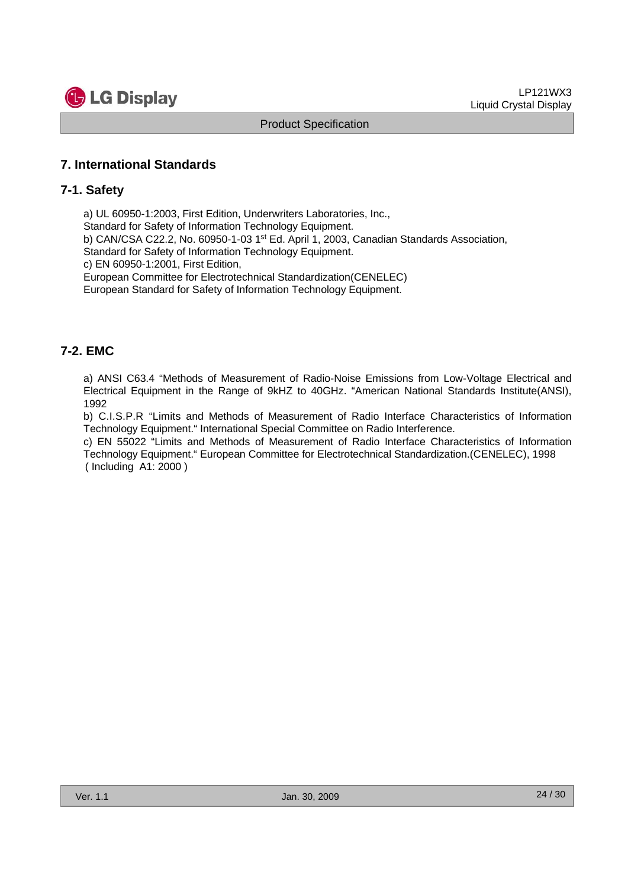## 7. International Standards

### 7-1. Safety

a) UL 60950-1:2003, First Edition, Underwriters Laboratories, Inc.,
Standard for Safety of Information Technology Equipment.
b) CAN/CSA C22.2, No. 60950-1-03 1st Ed. April 1, 2003, Canadian Standards Association,
Standard for Safety of Information Technology Equipment.
c) EN 60950-1:2001, First Edition,
European Committee for Electrotechnical Standardization(CENELEC)
European Standard for Safety of Information Technology Equipment.

### 7-2. EMC

a) ANSI C63.4 "Methods of Measurement of Radio-Noise Emissions from Low-Voltage Electrical and Electrical Equipment in the Range of 9kHZ to 40GHz. "American National Standards Institute(ANSI), 1992
b) C.I.S.P.R "Limits and Methods of Measurement of Radio Interface Characteristics of Information Technology Equipment." International Special Committee on Radio Interference.
c) EN 55022 "Limits and Methods of Measurement of Radio Interface Characteristics of Information Technology Equipment." European Committee for Electrotechnical Standardization.(CENELEC), 1998 ( Including A1: 2000 )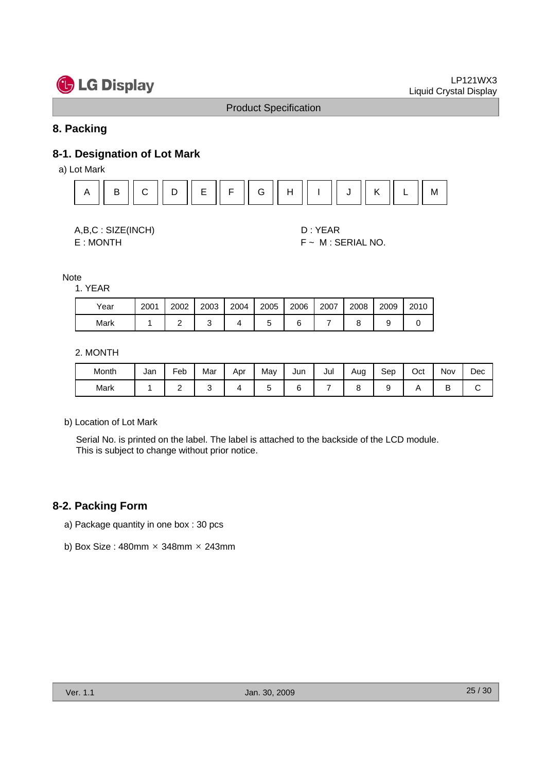## 8. Packing

### 8-1. Designation of Lot Mark

a) Lot Mark

| A | B | C | D | E | F | G | H | I | J | K | L | M |
|---|---|---|---|---|---|---|---|---|---|---|---|---|

A,B,C : SIZE(INCH)

D : YEAR

E : MONTH

F ~ M : SERIAL NO.

Note

1. YEAR

| Year | 2001 | 2002 | 2003 | 2004 | 2005 | 2006 | 2007 | 2008 | 2009 | 2010 |
|---|---|---|---|---|---|---|---|---|---|---|
| Mark | 1 | 2 | 3 | 4 | 5 | 6 | 7 | 8 | 9 | 0 |

2. MONTH

| Month | Jan | Feb | Mar | Apr | May | Jun | Jul | Aug | Sep | Oct | Nov | Dec |
|---|---|---|---|---|---|---|---|---|---|---|---|---|
| Mark | 1 | 2 | 3 | 4 | 5 | 6 | 7 | 8 | 9 | A | B | C |

b) Location of Lot Mark

Serial No. is printed on the label. The label is attached to the backside of the LCD module.
This is subject to change without prior notice.

### 8-2. Packing Form

a) Package quantity in one box : 30 pcs

b) Box Size : 480mm × 348mm × 243mm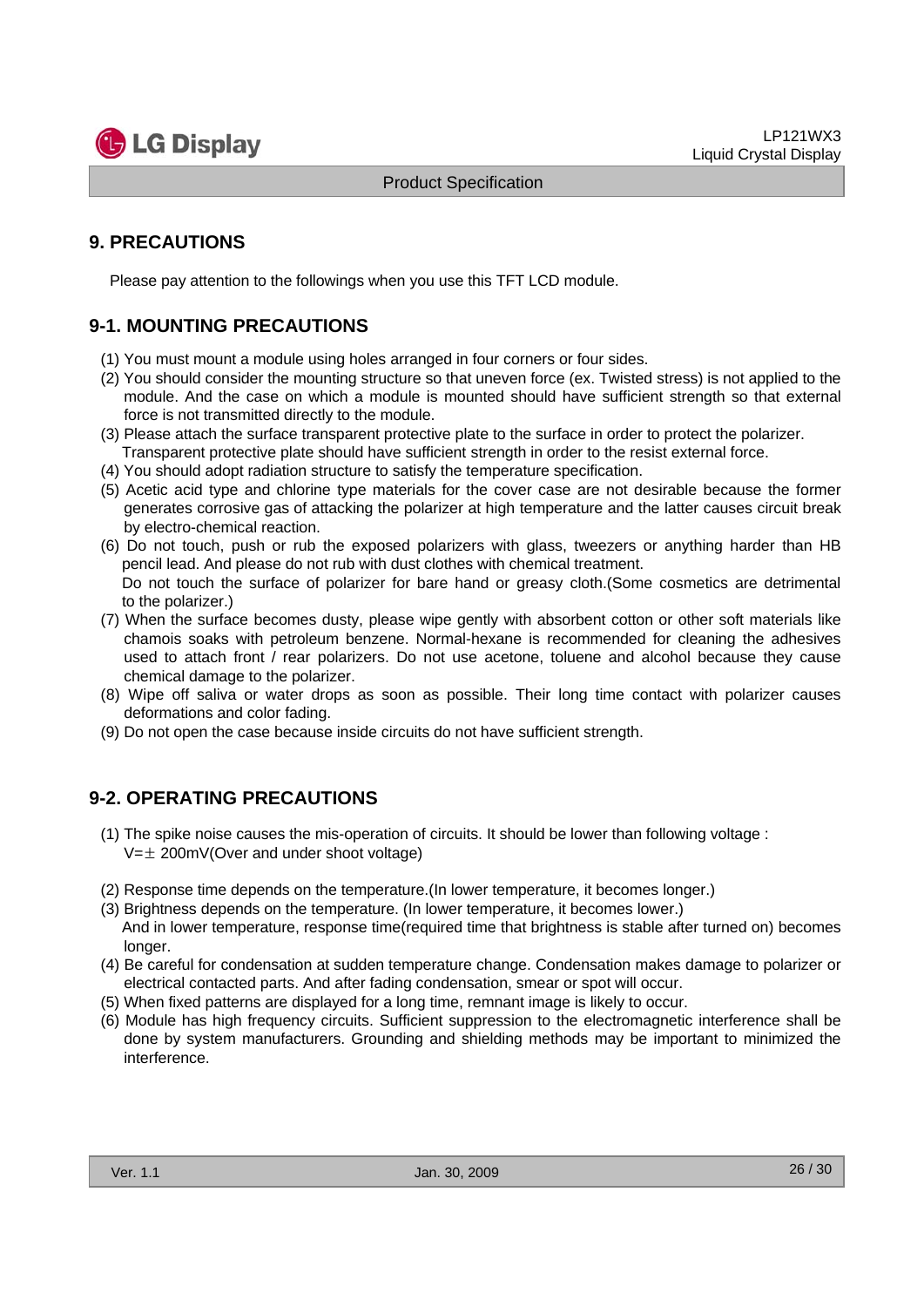## 9. PRECAUTIONS

Please pay attention to the followings when you use this TFT LCD module.

### 9-1. MOUNTING PRECAUTIONS

(1) You must mount a module using holes arranged in four corners or four sides.
(2) You should consider the mounting structure so that uneven force (ex. Twisted stress) is not applied to the module. And the case on which a module is mounted should have sufficient strength so that external force is not transmitted directly to the module.
(3) Please attach the surface transparent protective plate to the surface in order to protect the polarizer. Transparent protective plate should have sufficient strength in order to the resist external force.
(4) You should adopt radiation structure to satisfy the temperature specification.
(5) Acetic acid type and chlorine type materials for the cover case are not desirable because the former generates corrosive gas of attacking the polarizer at high temperature and the latter causes circuit break by electro-chemical reaction.
(6) Do not touch, push or rub the exposed polarizers with glass, tweezers or anything harder than HB pencil lead. And please do not rub with dust clothes with chemical treatment. Do not touch the surface of polarizer for bare hand or greasy cloth.(Some cosmetics are detrimental to the polarizer.)
(7) When the surface becomes dusty, please wipe gently with absorbent cotton or other soft materials like chamois soaks with petroleum benzene. Normal-hexane is recommended for cleaning the adhesives used to attach front / rear polarizers. Do not use acetone, toluene and alcohol because they cause chemical damage to the polarizer.
(8) Wipe off saliva or water drops as soon as possible. Their long time contact with polarizer causes deformations and color fading.
(9) Do not open the case because inside circuits do not have sufficient strength.

### 9-2. OPERATING PRECAUTIONS

(1) The spike noise causes the mis-operation of circuits. It should be lower than following voltage : V=± 200mV(Over and under shoot voltage)

(2) Response time depends on the temperature.(In lower temperature, it becomes longer.)
(3) Brightness depends on the temperature. (In lower temperature, it becomes lower.) And in lower temperature, response time(required time that brightness is stable after turned on) becomes longer.
(4) Be careful for condensation at sudden temperature change. Condensation makes damage to polarizer or electrical contacted parts. And after fading condensation, smear or spot will occur.
(5) When fixed patterns are displayed for a long time, remnant image is likely to occur.
(6) Module has high frequency circuits. Sufficient suppression to the electromagnetic interference shall be done by system manufacturers. Grounding and shielding methods may be important to minimized the interference.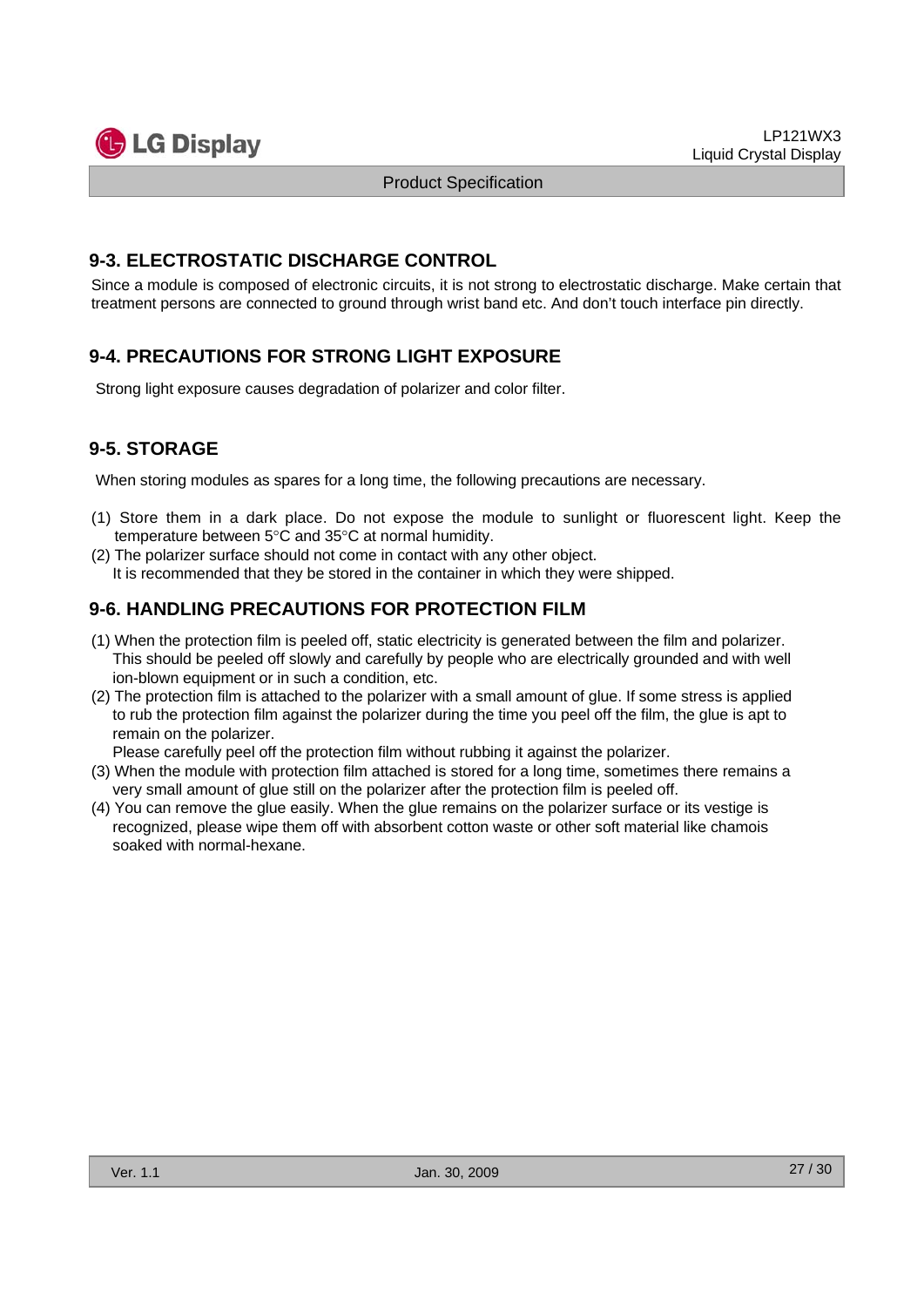## 9-3. ELECTROSTATIC DISCHARGE CONTROL

Since a module is composed of electronic circuits, it is not strong to electrostatic discharge. Make certain that treatment persons are connected to ground through wrist band etc. And don't touch interface pin directly.

## 9-4. PRECAUTIONS FOR STRONG LIGHT EXPOSURE

Strong light exposure causes degradation of polarizer and color filter.

## 9-5. STORAGE

When storing modules as spares for a long time, the following precautions are necessary.

(1) Store them in a dark place. Do not expose the module to sunlight or fluorescent light. Keep the temperature between 5°C and 35°C at normal humidity.

(2) The polarizer surface should not come in contact with any other object.
It is recommended that they be stored in the container in which they were shipped.

## 9-6. HANDLING PRECAUTIONS FOR PROTECTION FILM

(1) When the protection film is peeled off, static electricity is generated between the film and polarizer. This should be peeled off slowly and carefully by people who are electrically grounded and with well ion-blown equipment or in such a condition, etc.

(2) The protection film is attached to the polarizer with a small amount of glue. If some stress is applied to rub the protection film against the polarizer during the time you peel off the film, the glue is apt to remain on the polarizer.
Please carefully peel off the protection film without rubbing it against the polarizer.

(3) When the module with protection film attached is stored for a long time, sometimes there remains a very small amount of glue still on the polarizer after the protection film is peeled off.

(4) You can remove the glue easily. When the glue remains on the polarizer surface or its vestige is recognized, please wipe them off with absorbent cotton waste or other soft material like chamois soaked with normal-hexane.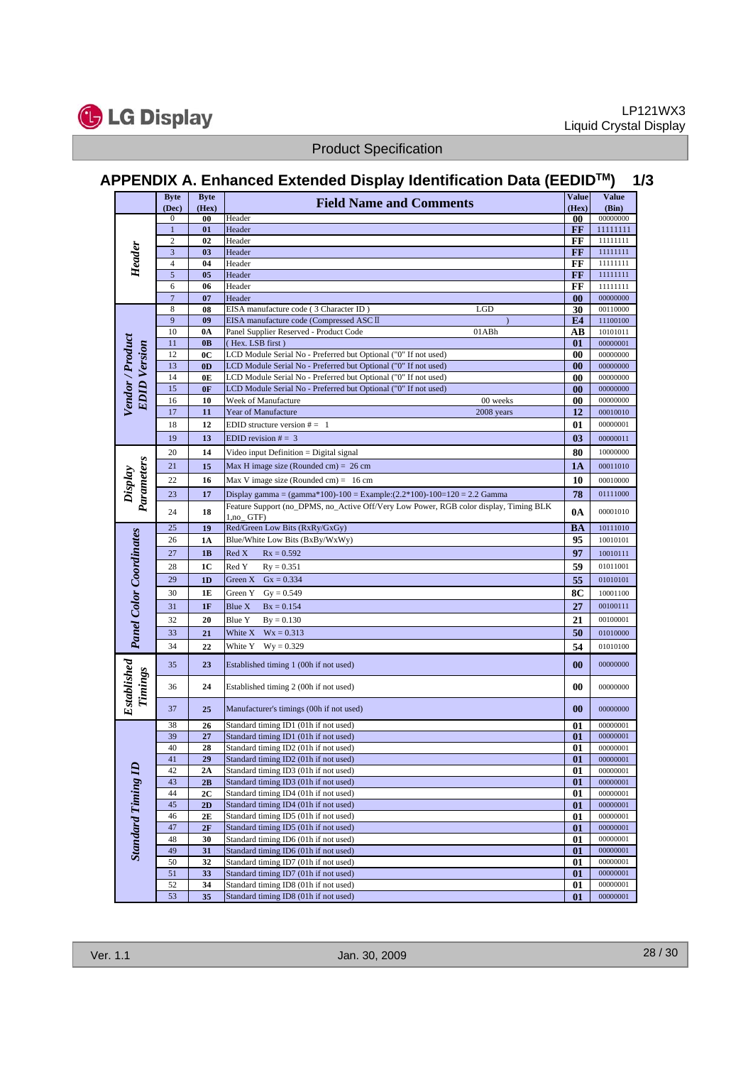LP121WX3
Liquid Crystal Display

Product Specification

## APPENDIX A. Enhanced Extended Display Identification Data (EEDID™) 1/3

| | Byte (Dec) | Byte (Hex) | Field Name and Comments | | Value (Hex) | Value (Bin) |
|---|---|---|---|---|---|---|
| Header | 0 | 00 | Header | | 00 | 00000000 |
| | 1 | 01 | Header | | FF | 11111111 |
| | 2 | 02 | Header | | FF | 11111111 |
| | 3 | 03 | Header | | FF | 11111111 |
| | 4 | 04 | Header | | FF | 11111111 |
| | 5 | 05 | Header | | FF | 11111111 |
| | 6 | 06 | Header | | FF | 11111111 |
| | 7 | 07 | Header | | 00 | 00000000 |
| Vendor / Product EDID Version | 8 | 08 | EISA manufacture code ( 3 Character ID ) | LGD | 30 | 00110000 |
| | 9 | 09 | EISA manufacture code (Compressed ASCⅡ | ) | E4 | 11100100 |
| | 10 | 0A | Panel Supplier Reserved - Product Code | 01ABh | AB | 10101011 |
| | 11 | 0B | ( Hex. LSB first ) | | 01 | 00000001 |
| | 12 | 0C | LCD Module Serial No - Preferred but Optional ("0" If not used) | | 00 | 00000000 |
| | 13 | 0D | LCD Module Serial No - Preferred but Optional ("0" If not used) | | 00 | 00000000 |
| | 14 | 0E | LCD Module Serial No - Preferred but Optional ("0" If not used) | | 00 | 00000000 |
| | 15 | 0F | LCD Module Serial No - Preferred but Optional ("0" If not used) | | 00 | 00000000 |
| | 16 | 10 | Week of Manufacture | 00 weeks | 00 | 00000000 |
| | 17 | 11 | Year of Manufacture | 2008 years | 12 | 00010010 |
| | 18 | 12 | EDID structure version # = 1 | | 01 | 00000001 |
| | 19 | 13 | EDID revision # = 3 | | 03 | 00000011 |
| Display Parameters | 20 | 14 | Video input Definition = Digital signal | | 80 | 10000000 |
| | 21 | 15 | Max H image size (Rounded cm) = 26 cm | | 1A | 00011010 |
| | 22 | 16 | Max V image size (Rounded cm) = 16 cm | | 10 | 00010000 |
| | 23 | 17 | Display gamma = (gamma*100)-100 = Example:(2.2*100)-100=120 = 2.2 Gamma | | 78 | 01111000 |
| | 24 | 18 | Feature Support (no_DPMS, no_Active Off/Very Low Power, RGB color display, Timing BLK 1,no_ GTF) | | 0A | 00001010 |
| Panel Color Coordinates | 25 | 19 | Red/Green Low Bits (RxRy/GxGy) | | BA | 10111010 |
| | 26 | 1A | Blue/White Low Bits (BxBy/WxWy) | | 95 | 10010101 |
| | 27 | 1B | Red X Rx = 0.592 | | 97 | 10010111 |
| | 28 | 1C | Red Y Ry = 0.351 | | 59 | 01011001 |
| | 29 | 1D | Green X Gx = 0.334 | | 55 | 01010101 |
| | 30 | 1E | Green Y Gy = 0.549 | | 8C | 10001100 |
| | 31 | 1F | Blue X Bx = 0.154 | | 27 | 00100111 |
| | 32 | 20 | Blue Y By = 0.130 | | 21 | 00100001 |
| | 33 | 21 | White X Wx = 0.313 | | 50 | 01010000 |
| | 34 | 22 | White Y Wy = 0.329 | | 54 | 01010100 |
| Established Timings | 35 | 23 | Established timing 1 (00h if not used) | | 00 | 00000000 |
| | 36 | 24 | Established timing 2 (00h if not used) | | 00 | 00000000 |
| | 37 | 25 | Manufacturer's timings (00h if not used) | | 00 | 00000000 |
| Standard Timing ID | 38 | 26 | Standard timing ID1 (01h if not used) | | 01 | 00000001 |
| | 39 | 27 | Standard timing ID1 (01h if not used) | | 01 | 00000001 |
| | 40 | 28 | Standard timing ID2 (01h if not used) | | 01 | 00000001 |
| | 41 | 29 | Standard timing ID2 (01h if not used) | | 01 | 00000001 |
| | 42 | 2A | Standard timing ID3 (01h if not used) | | 01 | 00000001 |
| | 43 | 2B | Standard timing ID3 (01h if not used) | | 01 | 00000001 |
| | 44 | 2C | Standard timing ID4 (01h if not used) | | 01 | 00000001 |
| | 45 | 2D | Standard timing ID4 (01h if not used) | | 01 | 00000001 |
| | 46 | 2E | Standard timing ID5 (01h if not used) | | 01 | 00000001 |
| | 47 | 2F | Standard timing ID5 (01h if not used) | | 01 | 00000001 |
| | 48 | 30 | Standard timing ID6 (01h if not used) | | 01 | 00000001 |
| | 49 | 31 | Standard timing ID6 (01h if not used) | | 01 | 00000001 |
| | 50 | 32 | Standard timing ID7 (01h if not used) | | 01 | 00000001 |
| | 51 | 33 | Standard timing ID7 (01h if not used) | | 01 | 00000001 |
| | 52 | 34 | Standard timing ID8 (01h if not used) | | 01 | 00000001 |
| | 53 | 35 | Standard timing ID8 (01h if not used) | | 01 | 00000001 |

Ver. 1.1 Jan. 30, 2009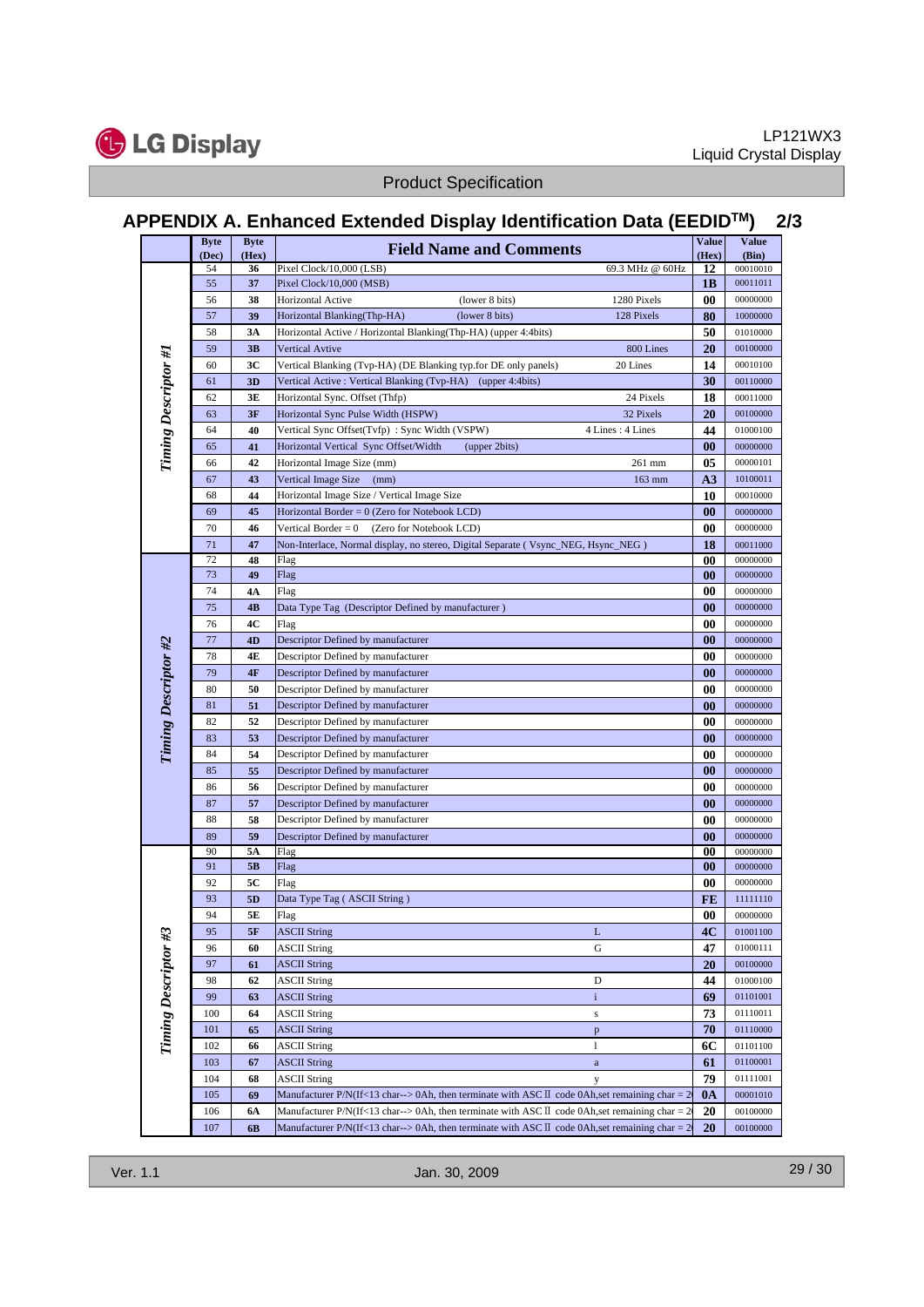# APPENDIX A. Enhanced Extended Display Identification Data (EEDID[TM]) 2/3

| | Byte (Dec) | Byte (Hex) | Field Name and Comments | | Value (Hex) | Value (Bin) |
|---|---|---|---|---|---|---|
| Timing Descriptor #1 | 54 | 36 | Pixel Clock/10,000 (LSB) | 69.3 MHz @ 60Hz | 12 | 00010010 |
| | 55 | 37 | Pixel Clock/10,000 (MSB) | | 1B | 00011011 |
| | 56 | 38 | Horizontal Active (lower 8 bits) | 1280 Pixels | 00 | 00000000 |
| | 57 | 39 | Horizontal Blanking(Thp-HA) (lower 8 bits) | 128 Pixels | 80 | 10000000 |
| | 58 | 3A | Horizontal Active / Horizontal Blanking(Thp-HA) (upper 4:4bits) | | 50 | 01010000 |
| | 59 | 3B | Vertical Avtive | 800 Lines | 20 | 00100000 |
| | 60 | 3C | Vertical Blanking (Tvp-HA) (DE Blanking typ.for DE only panels) | 20 Lines | 14 | 00010100 |
| | 61 | 3D | Vertical Active : Vertical Blanking (Tvp-HA) (upper 4:4bits) | | 30 | 00110000 |
| | 62 | 3E | Horizontal Sync. Offset (Thfp) | 24 Pixels | 18 | 00011000 |
| | 63 | 3F | Horizontal Sync Pulse Width (HSPW) | 32 Pixels | 20 | 00100000 |
| | 64 | 40 | Vertical Sync Offset(Tvfp) : Sync Width (VSPW) | 4 Lines : 4 Lines | 44 | 01000100 |
| | 65 | 41 | Horizontal Vertical Sync Offset/Width (upper 2bits) | | 00 | 00000000 |
| | 66 | 42 | Horizontal Image Size (mm) | 261 mm | 05 | 00000101 |
| | 67 | 43 | Vertical Image Size (mm) | 163 mm | A3 | 10100011 |
| | 68 | 44 | Horizontal Image Size / Vertical Image Size | | 10 | 00010000 |
| | 69 | 45 | Horizontal Border = 0 (Zero for Notebook LCD) | | 00 | 00000000 |
| | 70 | 46 | Vertical Border = 0 (Zero for Notebook LCD) | | 00 | 00000000 |
| | 71 | 47 | Non-Interlace, Normal display, no stereo, Digital Separate ( Vsync_NEG, Hsync_NEG ) | | 18 | 00011000 |
| Timing Descriptor #2 | 72 | 48 | Flag | | 00 | 00000000 |
| | 73 | 49 | Flag | | 00 | 00000000 |
| | 74 | 4A | Flag | | 00 | 00000000 |
| | 75 | 4B | Data Type Tag (Descriptor Defined by manufacturer ) | | 00 | 00000000 |
| | 76 | 4C | Flag | | 00 | 00000000 |
| | 77 | 4D | Descriptor Defined by manufacturer | | 00 | 00000000 |
| | 78 | 4E | Descriptor Defined by manufacturer | | 00 | 00000000 |
| | 79 | 4F | Descriptor Defined by manufacturer | | 00 | 00000000 |
| | 80 | 50 | Descriptor Defined by manufacturer | | 00 | 00000000 |
| | 81 | 51 | Descriptor Defined by manufacturer | | 00 | 00000000 |
| | 82 | 52 | Descriptor Defined by manufacturer | | 00 | 00000000 |
| | 83 | 53 | Descriptor Defined by manufacturer | | 00 | 00000000 |
| | 84 | 54 | Descriptor Defined by manufacturer | | 00 | 00000000 |
| | 85 | 55 | Descriptor Defined by manufacturer | | 00 | 00000000 |
| | 86 | 56 | Descriptor Defined by manufacturer | | 00 | 00000000 |
| | 87 | 57 | Descriptor Defined by manufacturer | | 00 | 00000000 |
| | 88 | 58 | Descriptor Defined by manufacturer | | 00 | 00000000 |
| | 89 | 59 | Descriptor Defined by manufacturer | | 00 | 00000000 |
| Timing Descriptor #3 | 90 | 5A | Flag | | 00 | 00000000 |
| | 91 | 5B | Flag | | 00 | 00000000 |
| | 92 | 5C | Flag | | 00 | 00000000 |
| | 93 | 5D | Data Type Tag ( ASCII String ) | | FE | 11111110 |
| | 94 | 5E | Flag | | 00 | 00000000 |
| | 95 | 5F | ASCII String | L | 4C | 01001100 |
| | 96 | 60 | ASCII String | G | 47 | 01000111 |
| | 97 | 61 | ASCII String | | 20 | 00100000 |
| | 98 | 62 | ASCII String | D | 44 | 01000100 |
| | 99 | 63 | ASCII String | i | 69 | 01101001 |
| | 100 | 64 | ASCII String | s | 73 | 01110011 |
| | 101 | 65 | ASCII String | p | 70 | 01110000 |
| | 102 | 66 | ASCII String | l | 6C | 01101100 |
| | 103 | 67 | ASCII String | a | 61 | 01100001 |
| | 104 | 68 | ASCII String | y | 79 | 01111001 |
| | 105 | 69 | Manufacturer P/N(If<13 char--> 0Ah, then terminate with ASCⅡ code 0Ah,set remaining char = 2 | | 0A | 00001010 |
| | 106 | 6A | Manufacturer P/N(If<13 char--> 0Ah, then terminate with ASCⅡ code 0Ah,set remaining char = 2 | | 20 | 00100000 |
| | 107 | 6B | Manufacturer P/N(If<13 char--> 0Ah, then terminate with ASCⅡ code 0Ah,set remaining char = 2 | | 20 | 00100000 |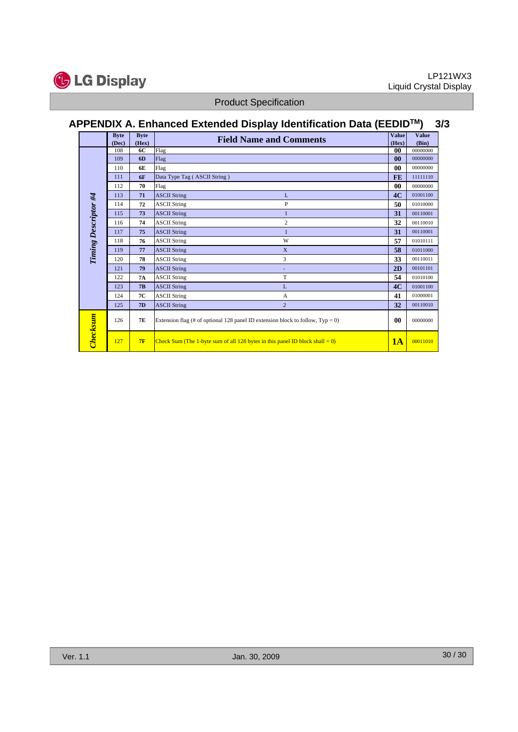## APPENDIX A. Enhanced Extended Display Identification Data (EEDID$^{TM}$) 3/3

| | Byte (Dec) | Byte (Hex) | Field Name and Comments | | Value (Hex) | Value (Bin) |
|---|---|---|---|---|---|---|
| *Timing Descriptor #4* | 108 | 6C | Flag | | 00 | 00000000 |
| | 109 | 6D | Flag | | 00 | 00000000 |
| | 110 | 6E | Flag | | 00 | 00000000 |
| | 111 | 6F | Data Type Tag ( ASCII String ) | | FE | 11111110 |
| | 112 | 70 | Flag | | 00 | 00000000 |
| | 113 | 71 | ASCII String | L | 4C | 01001100 |
| | 114 | 72 | ASCII String | P | 50 | 01010000 |
| | 115 | 73 | ASCII String | 1 | 31 | 00110001 |
| | 116 | 74 | ASCII String | 2 | 32 | 00110010 |
| | 117 | 75 | ASCII String | 1 | 31 | 00110001 |
| | 118 | 76 | ASCII String | W | 57 | 01010111 |
| | 119 | 77 | ASCII String | X | 58 | 01011000 |
| | 120 | 78 | ASCII String | 3 | 33 | 00110011 |
| | 121 | 79 | ASCII String | - | 2D | 00101101 |
| | 122 | 7A | ASCII String | T | 54 | 01010100 |
| | 123 | 7B | ASCII String | L | 4C | 01001100 |
| | 124 | 7C | ASCII String | A | 41 | 01000001 |
| | 125 | 7D | ASCII String | 2 | 32 | 00110010 |
| *Checksum* | 126 | 7E | Extension flag (# of optional 128 panel ID extension block to follow, Typ = 0) | | 00 | 00000000 |
| | 127 | 7F | Check Sum (The 1-byte sum of all 128 bytes in this panel ID block shall = 0) | | 1A | 00011010 |